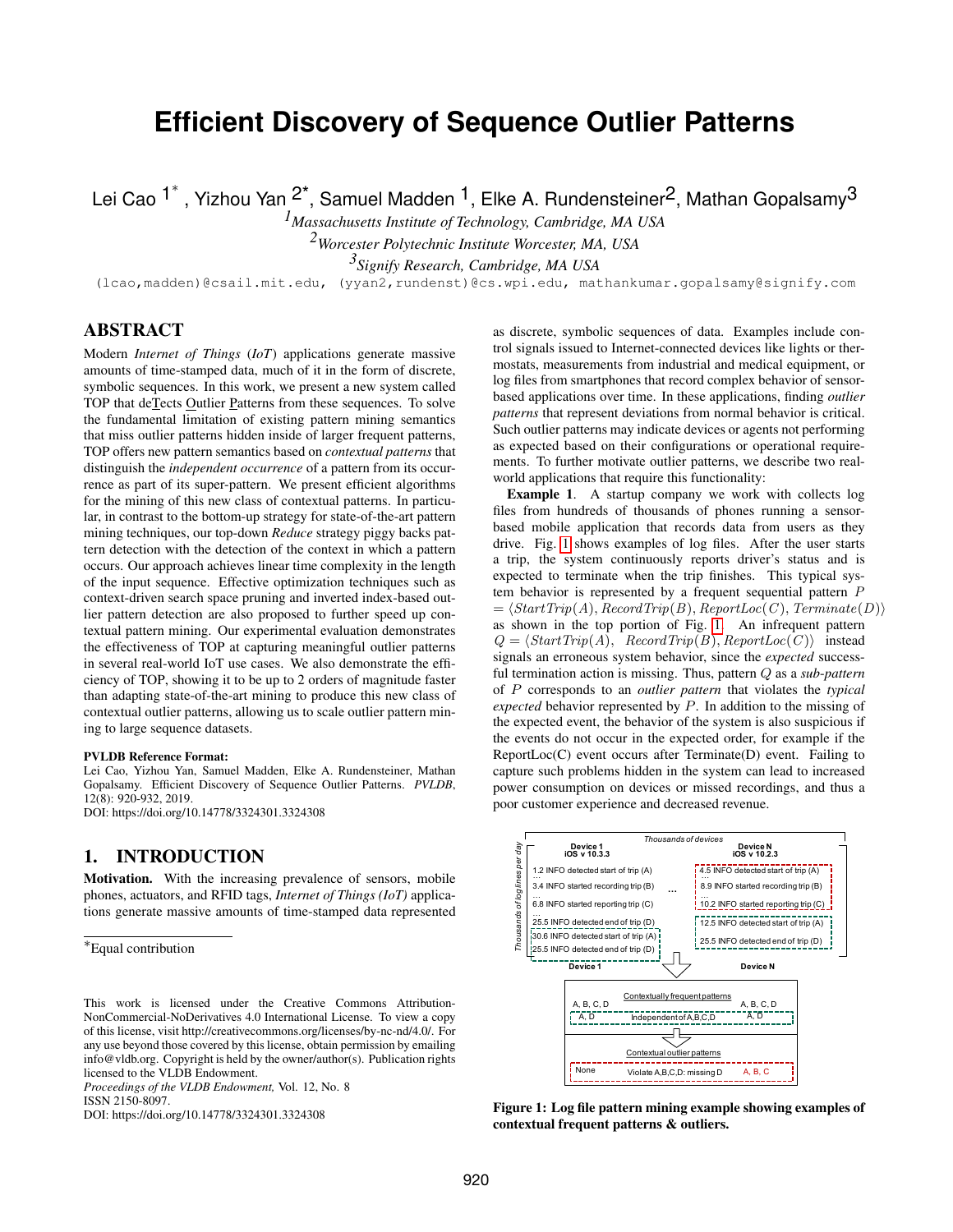# Efficient Discovery of Sequence Outlier Patterns

Lei Cao [1*], Yizhou Yan [2*], Samuel Madden [1], Elke A. Rundensteiner[2], Mathan Gopalsamy[3]

[1]*Massachusetts Institute of Technology, Cambridge, MA USA*

[2]*Worcester Polytechnic Institute Worcester, MA, USA*

[3]*Signify Research, Cambridge, MA USA*

(lcao,madden)@csail.mit.edu, (yyan2,rundenst)@cs.wpi.edu, mathankumar.gopalsamy@signify.com

## ABSTRACT

Modern *Internet of Things* (*IoT*) applications generate massive amounts of time-stamped data, much of it in the form of discrete, symbolic sequences. In this work, we present a new system called TOP that deTects Outlier Patterns from these sequences. To solve the fundamental limitation of existing pattern mining semantics that miss outlier patterns hidden inside of larger frequent patterns, TOP offers new pattern semantics based on *contextual patterns* that distinguish the *independent occurrence* of a pattern from its occurrence as part of its super-pattern. We present efficient algorithms for the mining of this new class of contextual patterns. In particular, in contrast to the bottom-up strategy for state-of-the-art pattern mining techniques, our top-down *Reduce* strategy piggy backs pattern detection with the detection of the context in which a pattern occurs. Our approach achieves linear time complexity in the length of the input sequence. Effective optimization techniques such as context-driven search space pruning and inverted index-based outlier pattern detection are also proposed to further speed up contextual pattern mining. Our experimental evaluation demonstrates the effectiveness of TOP at capturing meaningful outlier patterns in several real-world IoT use cases. We also demonstrate the efficiency of TOP, showing it to be up to 2 orders of magnitude faster than adapting state-of-the-art mining to produce this new class of contextual outlier patterns, allowing us to scale outlier pattern mining to large sequence datasets.

**PVLDB Reference Format:**

Lei Cao, Yizhou Yan, Samuel Madden, Elke A. Rundensteiner, Mathan Gopalsamy. Efficient Discovery of Sequence Outlier Patterns. *PVLDB*, 12(8): 920-932, 2019.

DOI: https://doi.org/10.14778/3324301.3324308

## 1. INTRODUCTION

**Motivation.** With the increasing prevalence of sensors, mobile phones, actuators, and RFID tags, *Internet of Things (IoT)* applications generate massive amounts of time-stamped data represented as discrete, symbolic sequences of data. Examples include control signals issued to Internet-connected devices like lights or thermostats, measurements from industrial and medical equipment, or log files from smartphones that record complex behavior of sensor-based applications over time. In these applications, finding *outlier patterns* that represent deviations from normal behavior is critical. Such outlier patterns may indicate devices or agents not performing as expected based on their configurations or operational requirements. To further motivate outlier patterns, we describe two real-world applications that require this functionality:

**Example 1**. A startup company we work with collects log files from hundreds of thousands of phones running a sensor-based mobile application that records data from users as they drive. Fig. 1 shows examples of log files. After the user starts a trip, the system continuously reports driver's status and is expected to terminate when the trip finishes. This typical system behavior is represented by a frequent sequential pattern $P = \langle StartTrip(A), RecordTrip(B), ReportLoc(C), Terminate(D) \rangle$ as shown in the top portion of Fig. 1. An infrequent pattern $Q = \langle StartTrip(A), RecordTrip(B), ReportLoc(C) \rangle$ instead signals an erroneous system behavior, since the *expected* successful termination action is missing. Thus, pattern $Q$ as a *sub-pattern* of $P$ corresponds to an *outlier pattern* that violates the *typical expected* behavior represented by $P$. In addition to the missing of the expected event, the behavior of the system is also suspicious if the events do not occur in the expected order, for example if the ReportLoc(C) event occurs after Terminate(D) event. Failing to capture such problems hidden in the system can lead to increased power consumption on devices or missed recordings, and thus a poor customer experience and decreased revenue.

**Figure 1: Log file pattern mining example showing examples of contextual frequent patterns & outliers.**

*Equal contribution

This work is licensed under the Creative Commons Attribution-NonCommercial-NoDerivatives 4.0 International License. To view a copy of this license, visit http://creativecommons.org/licenses/by-nc-nd/4.0/. For any use beyond those covered by this license, obtain permission by emailing info@vldb.org. Copyright is held by the owner/author(s). Publication rights licensed to the VLDB Endowment.

*Proceedings of the VLDB Endowment,* Vol. 12, No. 8

ISSN 2150-8097.

DOI: https://doi.org/10.14778/3324301.3324308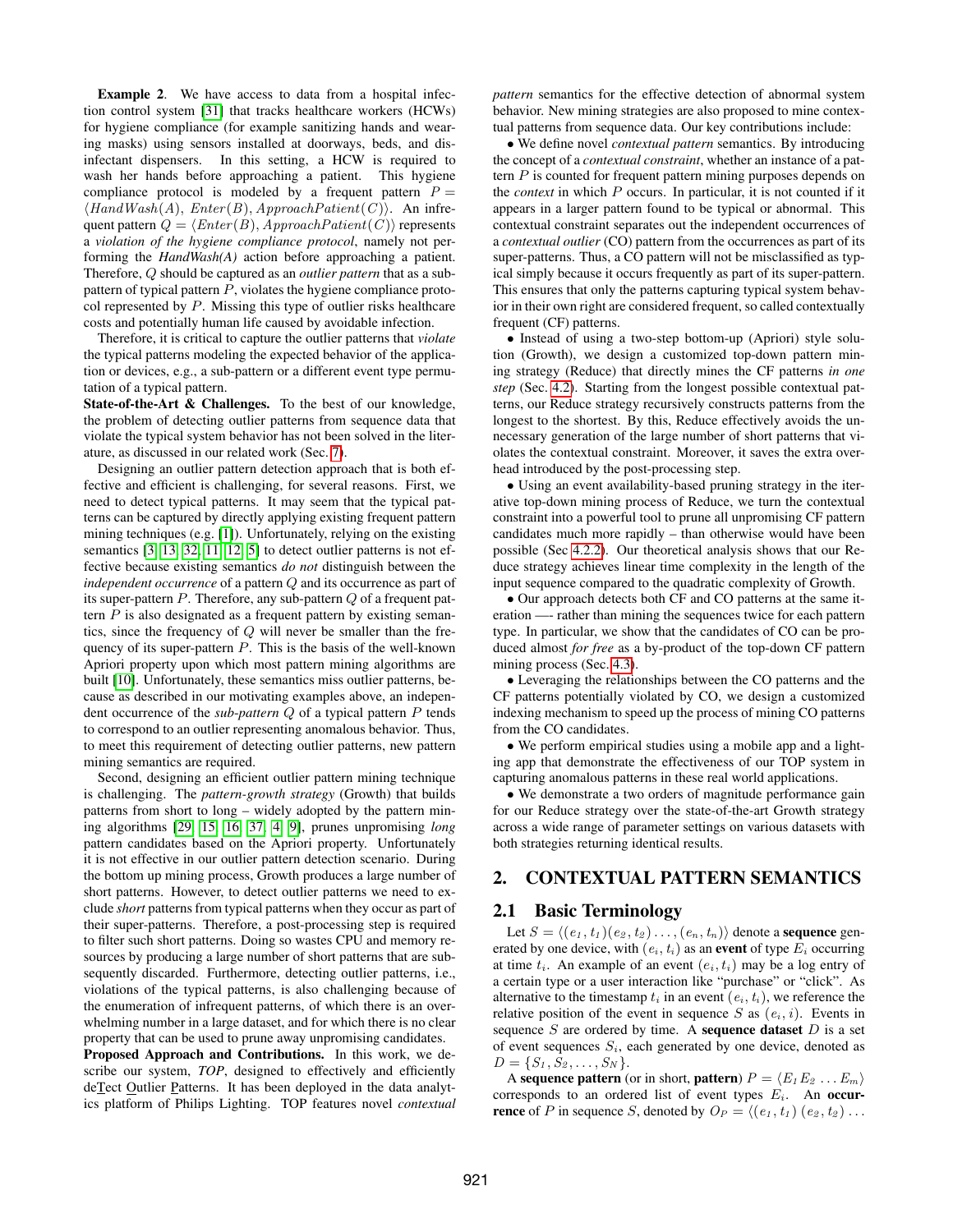**Example 2**. We have access to data from a hospital infection control system [31] that tracks healthcare workers (HCWs) for hygiene compliance (for example sanitizing hands and wearing masks) using sensors installed at doorways, beds, and disinfectant dispensers. In this setting, a HCW is required to wash her hands before approaching a patient. This hygiene compliance protocol is modeled by a frequent pattern $P = \langle HandWash(A), Enter(B), ApproachPatient(C)\rangle$. An infrequent pattern $Q = \langle Enter(B), ApproachPatient(C)\rangle$ represents a *violation of the hygiene compliance protocol*, namely not performing the ***HandWash(A)*** action before approaching a patient. Therefore, $Q$ should be captured as an *outlier pattern* that as a sub-pattern of typical pattern $P$, violates the hygiene compliance protocol represented by $P$. Missing this type of outlier risks healthcare costs and potentially human life caused by avoidable infection.

Therefore, it is critical to capture the outlier patterns that *violate* the typical patterns modeling the expected behavior of the application or devices, e.g., a sub-pattern or a different event type permutation of a typical pattern.

**State-of-the-Art & Challenges.** To the best of our knowledge, the problem of detecting outlier patterns from sequence data that violate the typical system behavior has not been solved in the literature, as discussed in our related work (Sec. 7).

Designing an outlier pattern detection approach that is both effective and efficient is challenging, for several reasons. First, we need to detect typical patterns. It may seem that the typical patterns can be captured by directly applying existing frequent pattern mining techniques (e.g. [1]). Unfortunately, relying on the existing semantics [3, 13, 32, 11, 12, 5] to detect outlier patterns is not effective because existing semantics *do not* distinguish between the *independent occurrence* of a pattern $Q$ and its occurrence as part of its super-pattern $P$. Therefore, any sub-pattern $Q$ of a frequent pattern $P$ is also designated as a frequent pattern by existing semantics, since the frequency of $Q$ will never be smaller than the frequency of its super-pattern $P$. This is the basis of the well-known Apriori property upon which most pattern mining algorithms are built [10]. Unfortunately, these semantics miss outlier patterns, because as described in our motivating examples above, an independent occurrence of the *sub-pattern* $Q$ of a typical pattern $P$ tends to correspond to an outlier representing anomalous behavior. Thus, to meet this requirement of detecting outlier patterns, new pattern mining semantics are required.

Second, designing an efficient outlier pattern mining technique is challenging. The *pattern-growth strategy* (Growth) that builds patterns from short to long – widely adopted by the pattern mining algorithms [29, 15, 16, 37, 4, 9], prunes unpromising *long* pattern candidates based on the Apriori property. Unfortunately it is not effective in our outlier pattern detection scenario. During the bottom up mining process, Growth produces a large number of short patterns. However, to detect outlier patterns we need to exclude *short* patterns from typical patterns when they occur as part of their super-patterns. Therefore, a post-processing step is required to filter such short patterns. Doing so wastes CPU and memory resources by producing a large number of short patterns that are subsequently discarded. Furthermore, detecting outlier patterns, i.e., violations of the typical patterns, is also challenging because of the enumeration of infrequent patterns, of which there is an overwhelming number in a large dataset, and for which there is no clear property that can be used to prune away unpromising candidates.

**Proposed Approach and Contributions.** In this work, we describe our system, *TOP*, designed to effectively and efficiently deTect Outlier Patterns. It has been deployed in the data analytics platform of Philips Lighting. TOP features novel *contextual pattern* semantics for the effective detection of abnormal system behavior. New mining strategies are also proposed to mine contextual patterns from sequence data. Our key contributions include:

- We define novel *contextual pattern* semantics. By introducing the concept of a *contextual constraint*, whether an instance of a pattern $P$ is counted for frequent pattern mining purposes depends on the *context* in which $P$ occurs. In particular, it is not counted if it appears in a larger pattern found to be typical or abnormal. This contextual constraint separates out the independent occurrences of a *contextual outlier* (CO) pattern from the occurrences as part of its super-patterns. Thus, a CO pattern will not be misclassified as typical simply because it occurs frequently as part of its super-pattern. This ensures that only the patterns capturing typical system behavior in their own right are considered frequent, so called contextually frequent (CF) patterns.
- Instead of using a two-step bottom-up (Apriori) style solution (Growth), we design a customized top-down pattern mining strategy (Reduce) that directly mines the CF patterns *in one step* (Sec. 4.2). Starting from the longest possible contextual patterns, our Reduce strategy recursively constructs patterns from the longest to the shortest. By this, Reduce effectively avoids the unnecessary generation of the large number of short patterns that violates the contextual constraint. Moreover, it saves the extra overhead introduced by the post-processing step.
- Using an event availability-based pruning strategy in the iterative top-down mining process of Reduce, we turn the contextual constraint into a powerful tool to prune all unpromising CF pattern candidates much more rapidly – than otherwise would have been possible (Sec 4.2.2). Our theoretical analysis shows that our Reduce strategy achieves linear time complexity in the length of the input sequence compared to the quadratic complexity of Growth.
- Our approach detects both CF and CO patterns at the same iteration —- rather than mining the sequences twice for each pattern type. In particular, we show that the candidates of CO can be produced almost *for free* as a by-product of the top-down CF pattern mining process (Sec. 4.3).
- Leveraging the relationships between the CO patterns and the CF patterns potentially violated by CO, we design a customized indexing mechanism to speed up the process of mining CO patterns from the CO candidates.
- We perform empirical studies using a mobile app and a lighting app that demonstrate the effectiveness of our TOP system in capturing anomalous patterns in these real world applications.
- We demonstrate a two orders of magnitude performance gain for our Reduce strategy over the state-of-the-art Growth strategy across a wide range of parameter settings on various datasets with both strategies returning identical results.

## 2. CONTEXTUAL PATTERN SEMANTICS

### 2.1 Basic Terminology

Let $S = \langle (e_1, t_1)(e_2, t_2) \ldots, (e_n, t_n)\rangle$ denote a **sequence** generated by one device, with $(e_i, t_i)$ as an **event** of type $E_i$ occurring at time $t_i$. An example of an event $(e_i, t_i)$ may be a log entry of a certain type or a user interaction like "purchase" or "click". As alternative to the timestamp $t_i$ in an event $(e_i, t_i)$, we reference the relative position of the event in sequence $S$ as $(e_i, i)$. Events in sequence $S$ are ordered by time. A **sequence dataset** $D$ is a set of event sequences $S_i$, each generated by one device, denoted as $D = \{S_1, S_2, \ldots, S_N\}$.

A **sequence pattern** (or in short, **pattern**) $P = \langle E_1 E_2 \ldots E_m\rangle$ corresponds to an ordered list of event types $E_i$. An **occurrence** of $P$ in sequence $S$, denoted by $O_P = \langle (e_1, t_1)\, (e_2, t_2) \ldots$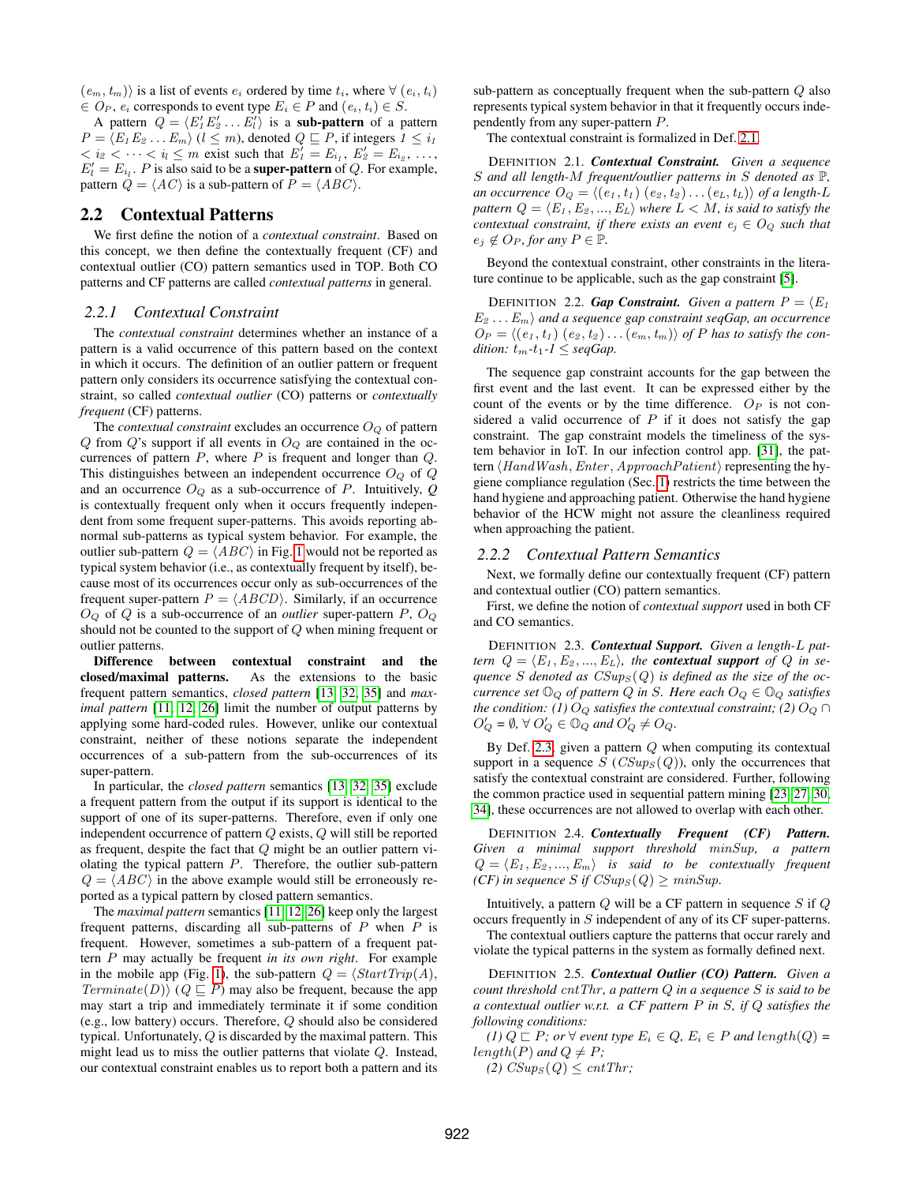$(e_m, t_m)\rangle$ is a list of events $e_i$ ordered by time $t_i$, where $\forall$ $(e_i, t_i)$ $\in O_P$, $e_i$ corresponds to event type $E_i \in P$ and $(e_i, t_i) \in S$.

A pattern $Q = \langle E'_1 E'_2 \ldots E'_l \rangle$ is a **sub-pattern** of a pattern $P = \langle E_1 E_2 \ldots E_m \rangle$ $(l \leq m)$, denoted $Q \sqsubseteq P$, if integers $1 \leq i_1 < i_2 < \cdots < i_l \leq m$ exist such that $E'_1 = E_{i_1}$, $E'_2 = E_{i_2}$, $\ldots$, $E'_l = E_{i_l}$. $P$ is also said to be a **super-pattern** of $Q$. For example, pattern $Q = \langle AC \rangle$ is a sub-pattern of $P = \langle ABC \rangle$.

## 2.2 Contextual Patterns

We first define the notion of a *contextual constraint*. Based on this concept, we then define the contextually frequent (CF) and contextual outlier (CO) pattern semantics used in TOP. Both CO patterns and CF patterns are called *contextual patterns* in general.

### 2.2.1 Contextual Constraint

The *contextual constraint* determines whether an instance of a pattern is a valid occurrence of this pattern based on the context in which it occurs. The definition of an outlier pattern or frequent pattern only considers its occurrence satisfying the contextual constraint, so called *contextual outlier* (CO) patterns or *contextually frequent* (CF) patterns.

The *contextual constraint* excludes an occurrence $O_Q$ of pattern $Q$ from $Q$'s support if all events in $O_Q$ are contained in the occurrences of pattern $P$, where $P$ is frequent and longer than $Q$. This distinguishes between an independent occurrence $O_Q$ of $Q$ and an occurrence $O_Q$ as a sub-occurrence of $P$. Intuitively, $Q$ is contextually frequent only when it occurs frequently independent from some frequent super-patterns. This avoids reporting abnormal sub-patterns as typical system behavior. For example, the outlier sub-pattern $Q = \langle ABC \rangle$ in Fig. 1 would not be reported as typical system behavior (i.e., as contextually frequent by itself), because most of its occurrences occur only as sub-occurrences of the frequent super-pattern $P = \langle ABCD \rangle$. Similarly, if an occurrence $O_Q$ of $Q$ is a sub-occurrence of an *outlier* super-pattern $P$, $O_Q$ should not be counted to the support of $Q$ when mining frequent or outlier patterns.

**Difference between contextual constraint and the closed/maximal patterns.** As the extensions to the basic frequent pattern semantics, *closed pattern* [13, 32, 35] and *maximal pattern* [11, 12, 26] limit the number of output patterns by applying some hard-coded rules. However, unlike our contextual constraint, neither of these notions separate the independent occurrences of a sub-pattern from the sub-occurrences of its super-pattern.

In particular, the *closed pattern* semantics [13, 32, 35] exclude a frequent pattern from the output if its support is identical to the support of one of its super-patterns. Therefore, even if only one independent occurrence of pattern $Q$ exists, $Q$ will still be reported as frequent, despite the fact that $Q$ might be an outlier pattern violating the typical pattern $P$. Therefore, the outlier sub-pattern $Q = \langle ABC \rangle$ in the above example would still be erroneously reported as a typical pattern by closed pattern semantics.

The *maximal pattern* semantics [11, 12, 26] keep only the largest frequent patterns, discarding all sub-patterns of $P$ when $P$ is frequent. However, sometimes a sub-pattern of a frequent pattern $P$ may actually be frequent *in its own right*. For example in the mobile app (Fig. 1), the sub-pattern $Q = \langle StartTrip(A), Terminate(D) \rangle$ $(Q \sqsubseteq P)$ may also be frequent, because the app may start a trip and immediately terminate it if some condition (e.g., low battery) occurs. Therefore, $Q$ should also be considered typical. Unfortunately, $Q$ is discarded by the maximal pattern. This might lead us to miss the outlier patterns that violate $Q$. Instead, our contextual constraint enables us to report both a pattern and its sub-pattern as conceptually frequent when the sub-pattern $Q$ also represents typical system behavior in that it frequently occurs independently from any super-pattern $P$.

The contextual constraint is formalized in Def. 2.1.

DEFINITION 2.1. ***Contextual Constraint.*** *Given a sequence $S$ and all length-$M$ frequent/outlier patterns in $S$ denoted as $\mathbb{P}$, an occurrence $O_Q = \langle (e_1, t_1)\ (e_2, t_2) \ldots (e_L, t_L) \rangle$ of a length-$L$ pattern $Q = \langle E_1, E_2, ..., E_L \rangle$ where $L < M$, is said to satisfy the contextual constraint, if there exists an event $e_j \in O_Q$ such that $e_j \notin O_P$, for any $P \in \mathbb{P}$.*

Beyond the contextual constraint, other constraints in the literature continue to be applicable, such as the gap constraint [5].

DEFINITION 2.2. ***Gap Constraint.*** *Given a pattern $P = \langle E_1 E_2 \ldots E_m \rangle$ and a sequence gap constraint seqGap, an occurrence $O_P = \langle (e_1, t_1)\ (e_2, t_2) \ldots (e_m, t_m) \rangle$ of $P$ has to satisfy the condition: $t_m$-$t_1$-$1 \leq seqGap$.*

The sequence gap constraint accounts for the gap between the first event and the last event. It can be expressed either by the count of the events or by the time difference. $O_P$ is not considered a valid occurrence of $P$ if it does not satisfy the gap constraint. The gap constraint models the timeliness of the system behavior in IoT. In our infection control app. [31], the pattern $\langle HandWash, Enter, ApproachPatient \rangle$ representing the hygiene compliance regulation (Sec. 1) restricts the time between the hand hygiene and approaching patient. Otherwise the hand hygiene behavior of the HCW might not assure the cleanliness required when approaching the patient.

### 2.2.2 Contextual Pattern Semantics

Next, we formally define our contextually frequent (CF) pattern and contextual outlier (CO) pattern semantics.

First, we define the notion of *contextual support* used in both CF and CO semantics.

DEFINITION 2.3. ***Contextual Support.*** *Given a length-$L$ pattern $Q = \langle E_1, E_2, ..., E_L \rangle$, the **contextual support** of $Q$ in sequence $S$ denoted as $CSup_S(Q)$ is defined as the size of the occurrence set $\mathbb{O}_Q$ of pattern $Q$ in $S$. Here each $O_Q \in \mathbb{O}_Q$ satisfies the condition: (1) $O_Q$ satisfies the contextual constraint; (2) $O_Q \cap O'_Q = \emptyset$, $\forall$ $O'_Q \in \mathbb{O}_Q$ and $O'_Q \neq O_Q$.*

By Def. 2.3, given a pattern $Q$ when computing its contextual support in a sequence $S$ $(CSup_S(Q))$, only the occurrences that satisfy the contextual constraint are considered. Further, following the common practice used in sequential pattern mining [23, 27, 30, 34], these occurrences are not allowed to overlap with each other.

DEFINITION 2.4. ***Contextually Frequent (CF) Pattern.*** *Given a minimal support threshold minSup, a pattern $Q = \langle E_1, E_2, ..., E_m \rangle$ is said to be contextually frequent (CF) in sequence $S$ if $CSup_S(Q) \geq minSup$.*

Intuitively, a pattern $Q$ will be a CF pattern in sequence $S$ if $Q$ occurs frequently in $S$ independent of any of its CF super-patterns.

The contextual outliers capture the patterns that occur rarely and violate the typical patterns in the system as formally defined next.

DEFINITION 2.5. ***Contextual Outlier (CO) Pattern.*** *Given a count threshold $cntThr$, a pattern $Q$ in a sequence $S$ is said to be a contextual outlier w.r.t. a CF pattern $P$ in $S$, if $Q$ satisfies the following conditions:*

*(1) $Q \sqsubset P$; or $\forall$ event type $E_i \in Q$, $E_i \in P$ and $length(Q) = length(P)$ and $Q \neq P$;*

*(2) $CSup_S(Q) \leq cntThr$;*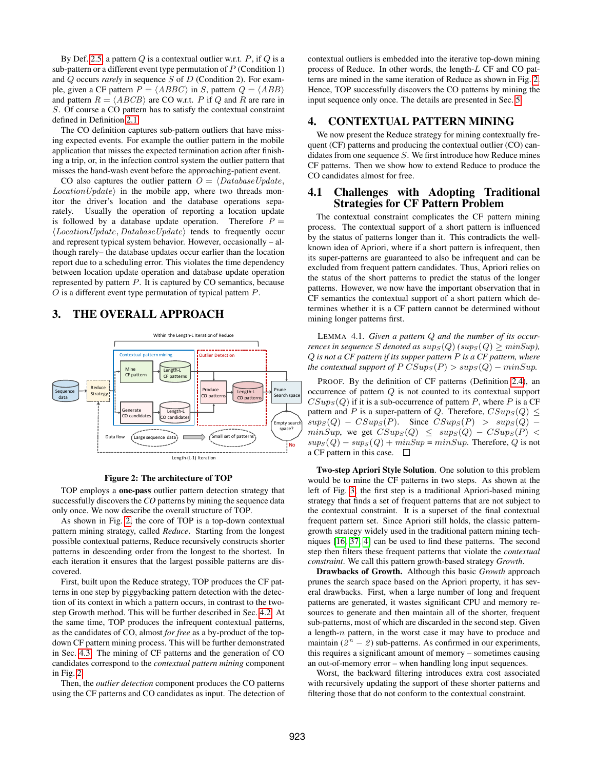By Def. 2.5, a pattern $Q$ is a contextual outlier w.r.t. $P$, if $Q$ is a sub-pattern or a different event type permutation of $P$ (Condition 1) and $Q$ occurs *rarely* in sequence $S$ of $D$ (Condition 2). For example, given a CF pattern $P = \langle ABBC \rangle$ in $S$, pattern $Q = \langle ABB \rangle$ and pattern $R = \langle ABCB \rangle$ are CO w.r.t. $P$ if $Q$ and $R$ are rare in $S$. Of course a CO pattern has to satisfy the contextual constraint defined in Definition 2.1.

The CO definition captures sub-pattern outliers that have missing expected events. For example the outlier pattern in the mobile application that misses the expected termination action after finishing a trip, or, in the infection control system the outlier pattern that misses the hand-wash event before the approaching-patient event.

CO also captures the outlier pattern $O = \langle DatabaseUpdate, LocationUpdate \rangle$ in the mobile app, where two threads monitor the driver's location and the database operations separately. Usually the operation of reporting a location update is followed by a database update operation. Therefore $P = \langle LocationUpdate, DatabaseUpdate \rangle$ tends to frequently occur and represent typical system behavior. However, occasionally – although rarely– the database updates occur earlier than the location report due to a scheduling error. This violates the time dependency between location update operation and database update operation represented by pattern $P$. It is captured by CO semantics, because $O$ is a different event type permutation of typical pattern $P$.

# 3. THE OVERALL APPROACH

Figure 2: The architecture of TOP

TOP employs a **one-pass** outlier pattern detection strategy that successfully discovers the *CO* patterns by mining the sequence data only once. We now describe the overall structure of TOP.

As shown in Fig. 2, the core of TOP is a top-down contextual pattern mining strategy, called *Reduce*. Starting from the longest possible contextual patterns, Reduce recursively constructs shorter patterns in descending order from the longest to the shortest. In each iteration it ensures that the largest possible patterns are discovered.

First, built upon the Reduce strategy, TOP produces the CF patterns in one step by piggybacking pattern detection with the detection of its context in which a pattern occurs, in contrast to the two-step Growth method. This will be further described in Sec. 4.2. At the same time, TOP produces the infrequent contextual patterns, as the candidates of CO, almost *for free* as a by-product of the top-down CF pattern mining process. This will be further demonstrated in Sec. 4.3. The mining of CF patterns and the generation of CO candidates correspond to the *contextual pattern mining* component in Fig. 2.

Then, the *outlier detection* component produces the CO patterns using the CF patterns and CO candidates as input. The detection of contextual outliers is embedded into the iterative top-down mining process of Reduce. In other words, the length-$L$ CF and CO patterns are mined in the same iteration of Reduce as shown in Fig. 2. Hence, TOP successfully discovers the CO patterns by mining the input sequence only once. The details are presented in Sec. 5.

# 4. CONTEXTUAL PATTERN MINING

We now present the Reduce strategy for mining contextually frequent (CF) patterns and producing the contextual outlier (CO) candidates from one sequence $S$. We first introduce how Reduce mines CF patterns. Then we show how to extend Reduce to produce the CO candidates almost for free.

## 4.1 Challenges with Adopting Traditional Strategies for CF Pattern Problem

The contextual constraint complicates the CF pattern mining process. The contextual support of a short pattern is influenced by the status of patterns longer than it. This contradicts the well-known idea of Apriori, where if a short pattern is infrequent, then its super-patterns are guaranteed to also be infrequent and can be excluded from frequent pattern candidates. Thus, Apriori relies on the status of the short patterns to predict the status of the longer patterns. However, we now have the important observation that in CF semantics the contextual support of a short pattern which determines whether it is a CF pattern cannot be determined without mining longer patterns first.

LEMMA 4.1. *Given a pattern $Q$ and the number of its occurrences in sequence $S$ denoted as $sup_S(Q)$ ($sup_S(Q) \geq minSup$), $Q$ is not a CF pattern if its supper pattern $P$ is a CF pattern, where the contextual support of $P$ $CSup_S(P) > sup_S(Q) - minSup$.*

PROOF. By the definition of CF patterns (Definition 2.4), an occurrence of pattern $Q$ is not counted to its contextual support $CSup_S(Q)$ if it is a sub-occurrence of pattern $P$, where $P$ is a CF pattern and $P$ is a super-pattern of $Q$. Therefore, $CSup_S(Q) \leq sup_S(Q) - CSup_S(P)$. Since $CSup_S(P) > sup_S(Q) - minSup$, we get $CSup_S(Q) \leq sup_S(Q) - CSup_S(P) < sup_S(Q) - sup_S(Q) + minSup = minSup$. Therefore, $Q$ is not a CF pattern in this case. □

**Two-step Apriori Style Solution**. One solution to this problem would be to mine the CF patterns in two steps. As shown at the left of Fig. 3, the first step is a traditional Apriori-based mining strategy that finds a set of frequent patterns that are not subject to the contextual constraint. It is a superset of the final contextual frequent pattern set. Since Apriori still holds, the classic pattern-growth strategy widely used in the traditional pattern mining techniques [16, 37, 4] can be used to find these patterns. The second step then filters these frequent patterns that violate the *contextual constraint*. We call this pattern growth-based strategy *Growth*.

**Drawbacks of Growth.** Although this basic *Growth* approach prunes the search space based on the Apriori property, it has several drawbacks. First, when a large number of long and frequent patterns are generated, it wastes significant CPU and memory resources to generate and then maintain all of the shorter, frequent sub-patterns, most of which are discarded in the second step. Given a length-$n$ pattern, in the worst case it may have to produce and maintain $(2^n - 2)$ sub-patterns. As confirmed in our experiments, this requires a significant amount of memory – sometimes causing an out-of-memory error – when handling long input sequences.

Worst, the backward filtering introduces extra cost associated with recursively updating the support of these shorter patterns and filtering those that do not conform to the contextual constraint.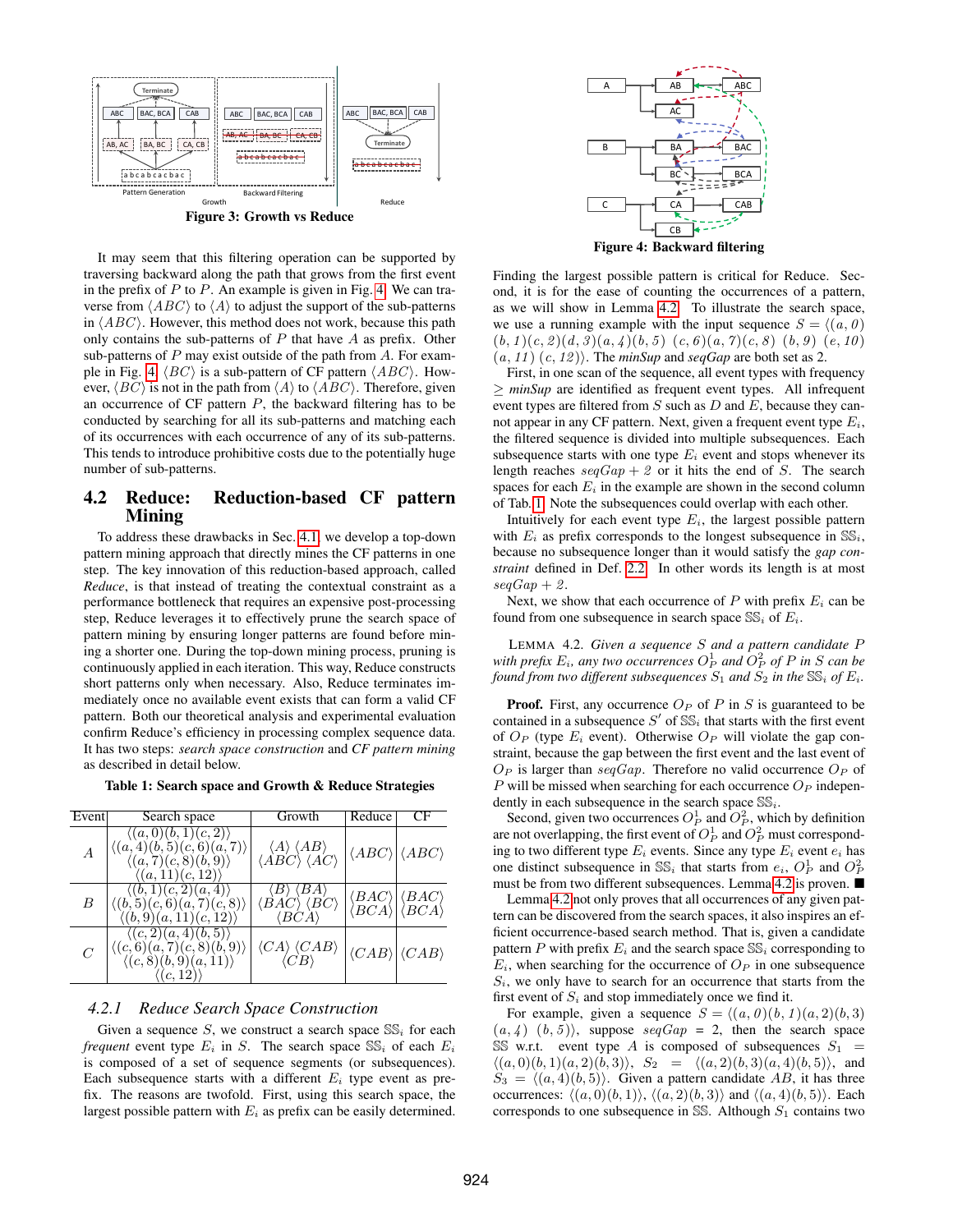Figure 3: Growth vs Reduce

Figure 4: Backward filtering

It may seem that this filtering operation can be supported by traversing backward along the path that grows from the first event in the prefix of $P$ to $P$. An example is given in Fig. 4. We can traverse from $\langle ABC\rangle$ to $\langle A\rangle$ to adjust the support of the sub-patterns in $\langle ABC\rangle$. However, this method does not work, because this path only contains the sub-patterns of $P$ that have $A$ as prefix. Other sub-patterns of $P$ may exist outside of the path from $A$. For example in Fig. 4, $\langle BC\rangle$ is a sub-pattern of CF pattern $\langle ABC\rangle$. However, $\langle BC\rangle$ is not in the path from $\langle A\rangle$ to $\langle ABC\rangle$. Therefore, given an occurrence of CF pattern $P$, the backward filtering has to be conducted by searching for all its sub-patterns and matching each of its occurrences with each occurrence of any of its sub-patterns. This tends to introduce prohibitive costs due to the potentially huge number of sub-patterns.

## 4.2 Reduce: Reduction-based CF pattern Mining

To address these drawbacks in Sec. 4.1, we develop a top-down pattern mining approach that directly mines the CF patterns in one step. The key innovation of this reduction-based approach, called *Reduce*, is that instead of treating the contextual constraint as a performance bottleneck that requires an expensive post-processing step, Reduce leverages it to effectively prune the search space of pattern mining by ensuring longer patterns are found before mining a shorter one. During the top-down mining process, pruning is continuously applied in each iteration. This way, Reduce constructs short patterns only when necessary. Also, Reduce terminates immediately once no available event exists that can form a valid CF pattern. Both our theoretical analysis and experimental evaluation confirm Reduce's efficiency in processing complex sequence data. It has two steps: *search space construction* and *CF pattern mining* as described in detail below.

**Table 1: Search space and Growth & Reduce Strategies**

| Event | Search space | Growth | Reduce | CF |
|---|---|---|---|---|
| $A$ | $\langle(a,0)(b,1)(c,2)\rangle$ $\langle(a,4)(b,5)(c,6)(a,7)\rangle$ $\langle(a,7)(c,8)(b,9)\rangle$ $\langle(a,11)(c,12)\rangle$ | $\langle A\rangle$ $\langle AB\rangle$ $\langle ABC\rangle$ $\langle AC\rangle$ | $\langle ABC\rangle$ | $\langle ABC\rangle$ |
| $B$ | $\langle(b,1)(c,2)(a,4)\rangle$ $\langle(b,5)(c,6)(a,7)(c,8)\rangle$ $\langle(b,9)(a,11)(c,12)\rangle$ | $\langle B\rangle$ $\langle BA\rangle$ $\langle BAC\rangle$ $\langle BC\rangle$ $\langle BCA\rangle$ | $\langle BAC\rangle$ $\langle BCA\rangle$ | $\langle BAC\rangle$ $\langle BCA\rangle$ |
| $C$ | $\langle(c,2)(a,4)(b,5)\rangle$ $\langle(c,6)(a,7)(c,8)(b,9)\rangle$ $\langle(c,8)(b,9)(a,11)\rangle$ $\langle(c,12)\rangle$ | $\langle CA\rangle$ $\langle CAB\rangle$ $\langle CB\rangle$ | $\langle CAB\rangle$ | $\langle CAB\rangle$ |

### 4.2.1 Reduce Search Space Construction

Given a sequence $S$, we construct a search space $\mathbb{SS}_i$ for each *frequent* event type $E_i$ in $S$. The search space $\mathbb{SS}_i$ of each $E_i$ is composed of a set of sequence segments (or subsequences). Each subsequence starts with a different $E_i$ type event as prefix. The reasons are twofold. First, using this search space, the largest possible pattern with $E_i$ as prefix can be easily determined. Finding the largest possible pattern is critical for Reduce. Second, it is for the ease of counting the occurrences of a pattern, as we will show in Lemma 4.2. To illustrate the search space, we use a running example with the input sequence $S = \langle(a,0)$ $(b,1)(c,2)(d,3)(a,4)(b,5)$ $(c,6)(a,7)(c,8)$ $(b,9)$ $(e,10)$ $(a,11)$ $(c,12)\rangle$. The *minSup* and *seqGap* are both set as 2.

First, in one scan of the sequence, all event types with frequency $\geq$ *minSup* are identified as frequent event types. All infrequent event types are filtered from $S$ such as $D$ and $E$, because they cannot appear in any CF pattern. Next, given a frequent event type $E_i$, the filtered sequence is divided into multiple subsequences. Each subsequence starts with one type $E_i$ event and stops whenever its length reaches $seqGap + 2$ or it hits the end of $S$. The search spaces for each $E_i$ in the example are shown in the second column of Tab. 1. Note the subsequences could overlap with each other.

Intuitively for each event type $E_i$, the largest possible pattern with $E_i$ as prefix corresponds to the longest subsequence in $\mathbb{SS}_i$, because no subsequence longer than it would satisfy the *gap constraint* defined in Def. 2.2. In other words its length is at most $seqGap + 2$.

Next, we show that each occurrence of $P$ with prefix $E_i$ can be found from one subsequence in search space $\mathbb{SS}_i$ of $E_i$.

LEMMA 4.2. *Given a sequence $S$ and a pattern candidate $P$ with prefix $E_i$, any two occurrences $O_P^1$ and $O_P^2$ of $P$ in $S$ can be found from two different subsequences $S_1$ and $S_2$ in the $\mathbb{SS}_i$ of $E_i$.*

**Proof.** First, any occurrence $O_P$ of $P$ in $S$ is guaranteed to be contained in a subsequence $S'$ of $\mathbb{SS}_i$ that starts with the first event of $O_P$ (type $E_i$ event). Otherwise $O_P$ will violate the gap constraint, because the gap between the first event and the last event of $O_P$ is larger than $seqGap$. Therefore no valid occurrence $O_P$ of $P$ will be missed when searching for each occurrence $O_P$ independently in each subsequence in the search space $\mathbb{SS}_i$.

Second, given two occurrences $O_P^1$ and $O_P^2$, which by definition are not overlapping, the first event of $O_P^1$ and $O_P^2$ must corresponding to two different type $E_i$ events. Since any type $E_i$ event $e_i$ has one distinct subsequence in $\mathbb{SS}_i$ that starts from $e_i$, $O_P^1$ and $O_P^2$ must be from two different subsequences. Lemma 4.2 is proven. ■

Lemma 4.2 not only proves that all occurrences of any given pattern can be discovered from the search spaces, it also inspires an efficient occurrence-based search method. That is, given a candidate pattern $P$ with prefix $E_i$ and the search space $\mathbb{SS}_i$ corresponding to $E_i$, when searching for the occurrence of $O_P$ in one subsequence $S_i$, we only have to search for an occurrence that starts from the first event of $S_i$ and stop immediately once we find it.

For example, given a sequence $S = \langle(a,0)(b,1)(a,2)(b,3)$ $(a,4)$ $(b,5)\rangle$, suppose $seqGap = 2$, then the search space $\mathbb{SS}$ w.r.t. event type $A$ is composed of subsequences $S_1 = \langle(a,0)(b,1)(a,2)(b,3)\rangle$, $S_2 = \langle(a,2)(b,3)(a,4)(b,5)\rangle$, and $S_3 = \langle(a,4)(b,5)\rangle$. Given a pattern candidate $AB$, it has three occurrences: $\langle(a,0)(b,1)\rangle$, $\langle(a,2)(b,3)\rangle$ and $\langle(a,4)(b,5)\rangle$. Each corresponds to one subsequence in $\mathbb{SS}$. Although $S_1$ contains two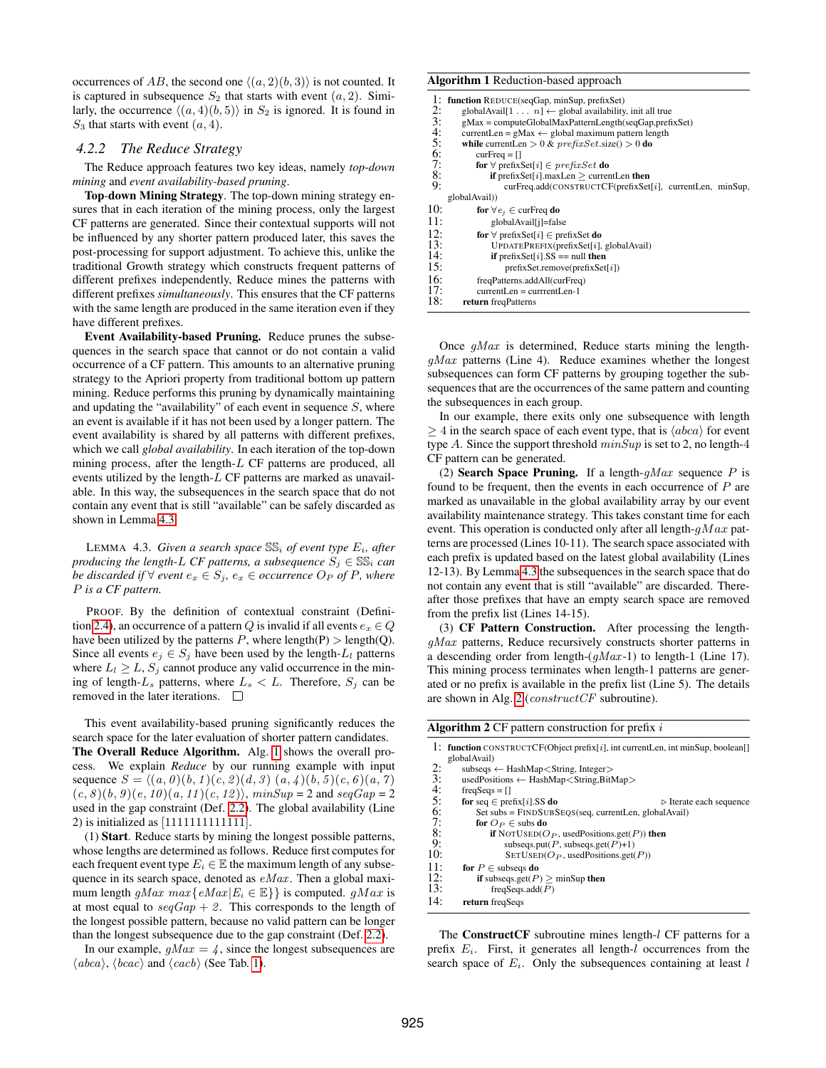occurrences of $AB$, the second one $\langle(a,2)(b,3)\rangle$ is not counted. It is captured in subsequence $S_2$ that starts with event $(a,2)$. Similarly, the occurrence $\langle(a,4)(b,5)\rangle$ in $S_2$ is ignored. It is found in $S_3$ that starts with event $(a,4)$.

### 4.2.2 The Reduce Strategy

The Reduce approach features two key ideas, namely *top-down mining* and *event availability-based pruning*.

**Top-down Mining Strategy**. The top-down mining strategy ensures that in each iteration of the mining process, only the largest CF patterns are generated. Since their contextual supports will not be influenced by any shorter pattern produced later, this saves the post-processing for support adjustment. To achieve this, unlike the traditional Growth strategy which constructs frequent patterns of different prefixes independently, Reduce mines the patterns with different prefixes *simultaneously*. This ensures that the CF patterns with the same length are produced in the same iteration even if they have different prefixes.

**Event Availability-based Pruning.** Reduce prunes the subsequences in the search space that cannot or do not contain a valid occurrence of a CF pattern. This amounts to an alternative pruning strategy to the Apriori property from traditional bottom up pattern mining. Reduce performs this pruning by dynamically maintaining and updating the "availability" of each event in sequence $S$, where an event is available if it has not been used by a longer pattern. The event availability is shared by all patterns with different prefixes, which we call *global availability*. In each iteration of the top-down mining process, after the length-$L$ CF patterns are produced, all events utilized by the length-$L$ CF patterns are marked as unavailable. In this way, the subsequences in the search space that do not contain any event that is still "available" can be safely discarded as shown in Lemma 4.3.

LEMMA 4.3. *Given a search space $\mathbb{SS}_i$ of event type $E_i$, after producing the length-$L$ CF patterns, a subsequence $S_j \in \mathbb{SS}_i$ can be discarded if $\forall$ event $e_x \in S_j$, $e_x \in$ occurrence $O_P$ of $P$, where $P$ is a CF pattern.*

PROOF. By the definition of contextual constraint (Definition 2.4), an occurrence of a pattern $Q$ is invalid if all events $e_x \in Q$ have been utilized by the patterns $P$, where length(P) > length(Q). Since all events $e_j \in S_j$ have been used by the length-$L_l$ patterns where $L_l \geq L$, $S_j$ cannot produce any valid occurrence in the mining of length-$L_s$ patterns, where $L_s < L$. Therefore, $S_j$ can be removed in the later iterations. □

This event availability-based pruning significantly reduces the search space for the later evaluation of shorter pattern candidates.

**The Overall Reduce Algorithm.** Alg. 1 shows the overall process. We explain *Reduce* by our running example with input sequence $S = \langle(a,0)(b,1)(c,2)(d,3)\ (a,4)(b,5)(c,6)(a,7)\ (c,8)(b,9)(e,10)(a,11)(c,12)\rangle$, $minSup$ = 2 and $seqGap$ = 2 used in the gap constraint (Def. 2.2). The global availability (Line 2) is initialized as [1111111111111].

(1) **Start**. Reduce starts by mining the longest possible patterns, whose lengths are determined as follows. Reduce first computes for each frequent event type $E_i \in \mathbb{E}$ the maximum length of any subsequence in its search space, denoted as $eMax$. Then a global maximum length $gMax$ $max\{eMax|E_i \in \mathbb{E}\}$ is computed. $gMax$ is at most equal to $seqGap + 2$. This corresponds to the length of the longest possible pattern, because no valid pattern can be longer than the longest subsequence due to the gap constraint (Def. 2.2).

In our example, $gMax = 4$, since the longest subsequences are $\langle abca\rangle$, $\langle bcac\rangle$ and $\langle cacb\rangle$ (See Tab. 1).

**Algorithm 1** Reduction-based approach

```
1:  function REDUCE(seqGap, minSup, prefixSet)
2:      globalAvail[1 . . . n] ← global availability, init all true
3:      gMax = computeGlobalMaxPatternLength(seqGap,prefixSet)
4:      currentLen = gMax ← global maximum pattern length
5:      while currentLen > 0 & prefixSet.size() > 0 do
6:          curFreq = []
7:          for ∀ prefixSet[i] ∈ prefixSet do
8:              if prefixSet[i].maxLen ≥ currentLen then
9:                  curFreq.add(CONSTRUCTCF(prefixSet[i], currentLen, minSup,
    globalAvail))
10:         for ∀e_j ∈ curFreq do
11:             globalAvail[j]=false
12:         for ∀ prefixSet[i] ∈ prefixSet do
13:             UPDATEPREFIX(prefixSet[i], globalAvail)
14:             if prefixSet[i].SS == null then
15:                 prefixSet.remove(prefixSet[i])
16:         freqPatterns.addAll(curFreq)
17:         currentLen = currrentLen-1
18:     return freqPatterns
```

Once $gMax$ is determined, Reduce starts mining the length-$gMax$ patterns (Line 4). Reduce examines whether the longest subsequences can form CF patterns by grouping together the subsequences that are the occurrences of the same pattern and counting the subsequences in each group.

In our example, there exits only one subsequence with length $\geq 4$ in the search space of each event type, that is $\langle abca\rangle$ for event type $A$. Since the support threshold $minSup$ is set to 2, no length-4 CF pattern can be generated.

(2) **Search Space Pruning.** If a length-$gMax$ sequence $P$ is found to be frequent, then the events in each occurrence of $P$ are marked as unavailable in the global availability array by our event availability maintenance strategy. This takes constant time for each event. This operation is conducted only after all length-$gMax$ patterns are processed (Lines 10-11). The search space associated with each prefix is updated based on the latest global availability (Lines 12-13). By Lemma 4.3 the subsequences in the search space that do not contain any event that is still "available" are discarded. Thereafter those prefixes that have an empty search space are removed from the prefix list (Lines 14-15).

(3) **CF Pattern Construction.** After processing the length-$gMax$ patterns, Reduce recursively constructs shorter patterns in a descending order from length-($gMax$-1) to length-1 (Line 17). This mining process terminates when length-1 patterns are generated or no prefix is available in the prefix list (Line 5). The details are shown in Alg. 2 ($constructCF$ subroutine).

**Algorithm 2** CF pattern construction for prefix $i$

```
1:  function CONSTRUCTCF(Object prefix[i], int currentLen, int minSup, boolean[]
    globalAvail)
2:      subseqs ← HashMap<String, Integer>
3:      usedPositions ← HashMap<String,BitMap>
4:      freqSeqs = []
5:      for seq ∈ prefix[i].SS do                    ▷ Iterate each sequence
6:          Set subs = FINDSUBSEQS(seq, currentLen, globalAvail)
7:          for O_P ∈ subs do
8:              if NOTUSED(O_P, usedPositions.get(P)) then
9:                  subseqs.put(P, subseqs.get(P)+1)
10:                 SETUSED(O_P, usedPositions.get(P))
11:     for P ∈ subseqs do
12:         if subseqs.get(P) ≥ minSup then
13:             freqSeqs.add(P)
14:     return freqSeqs
```

The **ConstructCF** subroutine mines length-$l$ CF patterns for a prefix $E_i$. First, it generates all length-$l$ occurrences from the search space of $E_i$. Only the subsequences containing at least $l$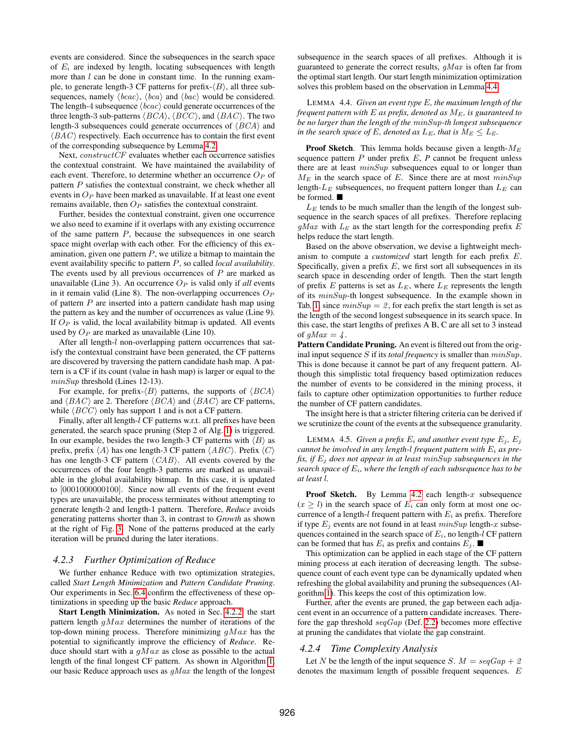events are considered. Since the subsequences in the search space of $E_i$ are indexed by length, locating subsequences with length more than $l$ can be done in constant time. In the running example, to generate length-3 CF patterns for prefix-$\langle B \rangle$, all three subsequences, namely $\langle bcac \rangle$, $\langle bca \rangle$ and $\langle bac \rangle$ would be considered. The length-4 subsequence $\langle bcac \rangle$ could generate occurrences of the three length-3 sub-patterns $\langle BCA \rangle$, $\langle BCC \rangle$, and $\langle BAC \rangle$. The two length-3 subsequences could generate occurrences of $\langle BCA \rangle$ and $\langle BAC \rangle$ respectively. Each occurrence has to contain the first event of the corresponding subsequence by Lemma 4.2.

Next, *constructCF* evaluates whether each occurrence satisfies the contextual constraint. We have maintained the availability of each event. Therefore, to determine whether an occurrence $O_P$ of pattern $P$ satisfies the contextual constraint, we check whether all events in $O_P$ have been marked as unavailable. If at least one event remains available, then $O_P$ satisfies the contextual constraint.

Further, besides the contextual constraint, given one occurrence we also need to examine if it overlaps with any existing occurrence of the same pattern $P$, because the subsequences in one search space might overlap with each other. For the efficiency of this examination, given one pattern $P$, we utilize a bitmap to maintain the event availability specific to pattern $P$, so called *local availability*. The events used by all previous occurrences of $P$ are marked as unavailable (Line 3). An occurrence $O_P$ is valid only if *all* events in it remain valid (Line 8). The non-overlapping occurrences $O_P$ of pattern $P$ are inserted into a pattern candidate hash map using the pattern as key and the number of occurrences as value (Line 9). If $O_P$ is valid, the local availability bitmap is updated. All events used by $O_P$ are marked as unavailable (Line 10).

After all length-$l$ non-overlapping pattern occurrences that satisfy the contextual constraint have been generated, the CF patterns are discovered by traversing the pattern candidate hash map. A pattern is a CF if its count (value in hash map) is larger or equal to the $minSup$ threshold (Lines 12-13).

For example, for prefix-$\langle B \rangle$ patterns, the supports of $\langle BCA \rangle$ and $\langle BAC \rangle$ are 2. Therefore $\langle BCA \rangle$ and $\langle BAC \rangle$ are CF patterns, while $\langle BCC \rangle$ only has support 1 and is not a CF pattern.

Finally, after all length-$l$ CF patterns w.r.t. all prefixes have been generated, the search space pruning (Step 2 of Alg. 1) is triggered. In our example, besides the two length-3 CF patterns with $\langle B \rangle$ as prefix, prefix $\langle A \rangle$ has one length-3 CF pattern $\langle ABC \rangle$. Prefix $\langle C \rangle$ has one length-3 CF pattern $\langle CAB \rangle$. All events covered by the occurrences of the four length-3 patterns are marked as unavailable in the global availability bitmap. In this case, it is updated to [0001000000100]. Since now all events of the frequent event types are unavailable, the process terminates without attempting to generate length-2 and length-1 pattern. Therefore, *Reduce* avoids generating patterns shorter than 3, in contrast to *Growth* as shown at the right of Fig. 3. None of the patterns produced at the early iteration will be pruned during the later iterations.

### 4.2.3 Further Optimization of Reduce

We further enhance Reduce with two optimization strategies, called *Start Length Minimization* and *Pattern Candidate Pruning*. Our experiments in Sec. 6.4 confirm the effectiveness of these optimizations in speeding up the basic *Reduce* approach.

**Start Length Minimization.** As noted in Sec. 4.2.2, the start pattern length $gMax$ determines the number of iterations of the top-down mining process. Therefore minimizing $gMax$ has the potential to significantly improve the efficiency of *Reduce*. Reduce should start with a $gMax$ as close as possible to the actual length of the final longest CF pattern. As shown in Algorithm 1, our basic Reduce approach uses as $gMax$ the length of the longest subsequence in the search spaces of all prefixes. Although it is guaranteed to generate the correct results, $gMax$ is often far from the optimal start length. Our start length minimization optimization solves this problem based on the observation in Lemma 4.4.

LEMMA 4.4. *Given an event type $E$, the maximum length of the frequent pattern with $E$ as prefix, denoted as $M_E$, is guaranteed to be no larger than the length of the $minSup$-th longest subsequence in the search space of $E$, denoted as $L_E$, that is $M_E \leq L_E$.*

**Proof Sketch**. This lemma holds because given a length-$M_E$ sequence pattern $P$ under prefix $E$, $P$ cannot be frequent unless there are at least $minSup$ subsequences equal to or longer than $M_E$ in the search space of $E$. Since there are at most $minSup$ length-$L_E$ subsequences, no frequent pattern longer than $L_E$ can be formed. ■

$L_E$ tends to be much smaller than the length of the longest subsequence in the search spaces of all prefixes. Therefore replacing $gMax$ with $L_E$ as the start length for the corresponding prefix $E$ helps reduce the start length.

Based on the above observation, we devise a lightweight mechanism to compute a *customized* start length for each prefix $E$. Specifically, given a prefix $E$, we first sort all subsequences in its search space in descending order of length. Then the start length of prefix $E$ patterns is set as $L_E$, where $L_E$ represents the length of its $minSup$-th longest subsequence. In the example shown in Tab. 1, since $minSup = 2$, for each prefix the start length is set as the length of the second longest subsequence in its search space. In this case, the start lengths of prefixes A B, C are all set to 3 instead of $gMax = 4$.

**Pattern Candidate Pruning.** An event is filtered out from the original input sequence $S$ if its *total frequency* is smaller than $minSup$. This is done because it cannot be part of any frequent pattern. Although this simplistic total frequency based optimization reduces the number of events to be considered in the mining process, it fails to capture other optimization opportunities to further reduce the number of CF pattern candidates.

The insight here is that a stricter filtering criteria can be derived if we scrutinize the count of the events at the subsequence granularity.

LEMMA 4.5. *Given a prefix $E_i$ and another event type $E_j$, $E_j$ cannot be involved in any length-$l$ frequent pattern with $E_i$ as prefix, if $E_j$ does not appear in at least $minSup$ subsequences in the search space of $E_i$, where the length of each subsequence has to be at least $l$.*

**Proof Sketch.** By Lemma 4.2 each length-$x$ subsequence ($x \geq l$) in the search space of $E_i$ can only form at most one occurrence of a length-$l$ frequent pattern with $E_i$ as prefix. Therefore if type $E_j$ events are not found in at least $minSup$ length-$x$ subsequences contained in the search space of $E_i$, no length-$l$ CF pattern can be formed that has $E_i$ as prefix and contains $E_j$. ■

This optimization can be applied in each stage of the CF pattern mining process at each iteration of decreasing length. The subsequence count of each event type can be dynamically updated when refreshing the global availability and pruning the subsequences (Algorithm 1). This keeps the cost of this optimization low.

Further, after the events are pruned, the gap between each adjacent event in an occurrence of a pattern candidate increases. Therefore the gap threshold $seqGap$ (Def. 2.2) becomes more effective at pruning the candidates that violate the gap constraint.

### 4.2.4 Time Complexity Analysis

Let $N$ be the length of the input sequence $S$. $M = seqGap + 2$ denotes the maximum length of possible frequent sequences. $E$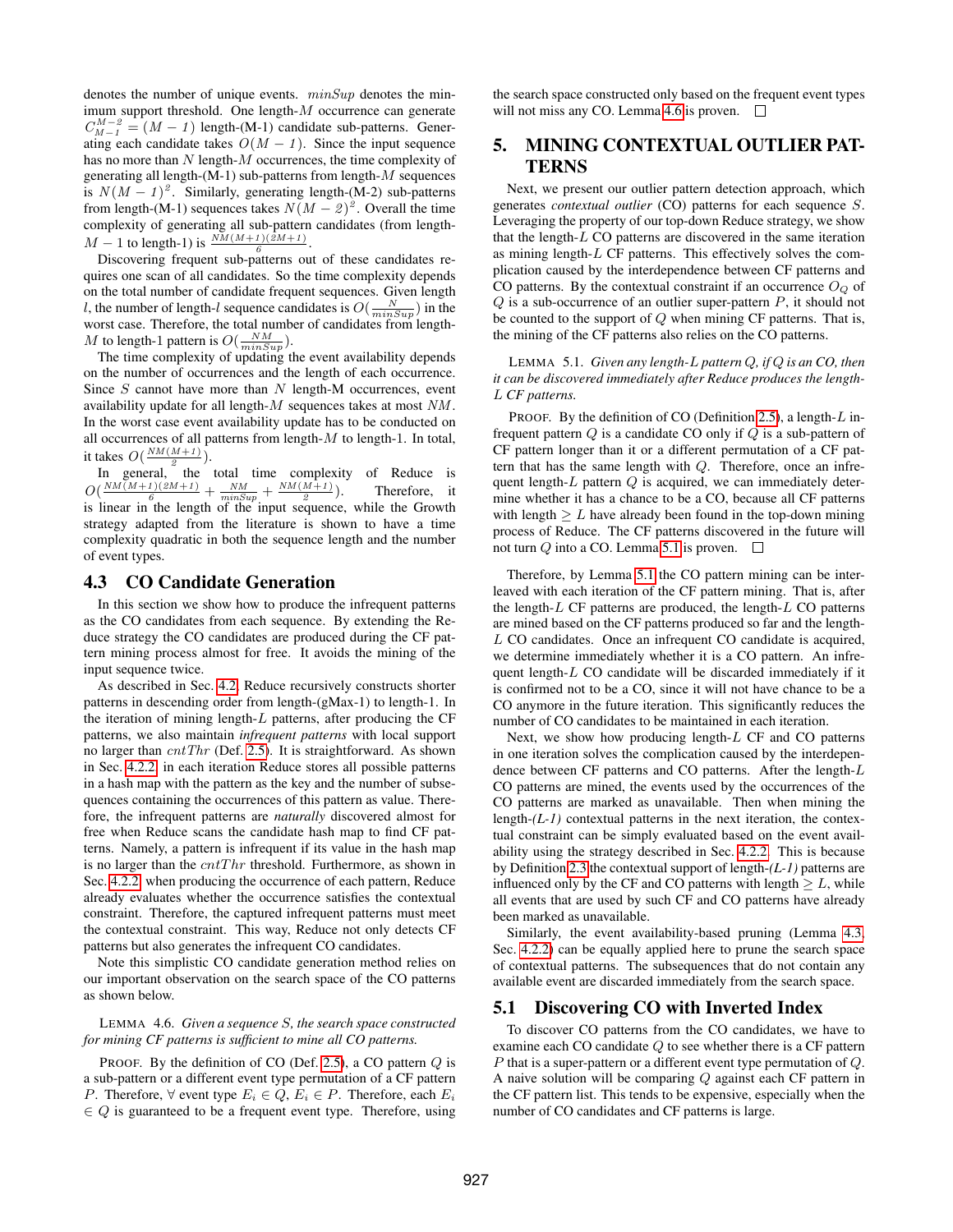denotes the number of unique events. $minSup$ denotes the minimum support threshold. One length-$M$ occurrence can generate $C_{M-1}^{M-2} = (M-1)$ length-(M-1) candidate sub-patterns. Generating each candidate takes $O(M-1)$. Since the input sequence has no more than $N$ length-$M$ occurrences, the time complexity of generating all length-(M-1) sub-patterns from length-$M$ sequences is $N(M-1)^2$. Similarly, generating length-(M-2) sub-patterns from length-(M-1) sequences takes $N(M-2)^2$. Overall the time complexity of generating all sub-pattern candidates (from length-$M-1$ to length-1) is $\frac{NM(M+1)(2M+1)}{6}$.

Discovering frequent sub-patterns out of these candidates requires one scan of all candidates. So the time complexity depends on the total number of candidate frequent sequences. Given length $l$, the number of length-$l$ sequence candidates is $O(\frac{N}{minSup})$ in the worst case. Therefore, the total number of candidates from length-$M$ to length-1 pattern is $O(\frac{NM}{minSup})$.

The time complexity of updating the event availability depends on the number of occurrences and the length of each occurrence. Since $S$ cannot have more than $N$ length-M occurrences, event availability update for all length-$M$ sequences takes at most $NM$. In the worst case event availability update has to be conducted on all occurrences of all patterns from length-$M$ to length-1. In total, it takes $O(\frac{NM(M+1)}{2})$.

In general, the total time complexity of Reduce is $O(\frac{NM(M+1)(2M+1)}{6} + \frac{NM}{minSup} + \frac{NM(M+1)}{2})$. Therefore, it is linear in the length of the input sequence, while the Growth strategy adapted from the literature is shown to have a time complexity quadratic in both the sequence length and the number of event types.

## 4.3 CO Candidate Generation

In this section we show how to produce the infrequent patterns as the CO candidates from each sequence. By extending the Reduce strategy the CO candidates are produced during the CF pattern mining process almost for free. It avoids the mining of the input sequence twice.

As described in Sec. 4.2, Reduce recursively constructs shorter patterns in descending order from length-(gMax-1) to length-1. In the iteration of mining length-$L$ patterns, after producing the CF patterns, we also maintain *infrequent patterns* with local support no larger than $cntThr$ (Def. 2.5). It is straightforward. As shown in Sec. 4.2.2, in each iteration Reduce stores all possible patterns in a hash map with the pattern as the key and the number of subsequences containing the occurrences of this pattern as value. Therefore, the infrequent patterns are *naturally* discovered almost for free when Reduce scans the candidate hash map to find CF patterns. Namely, a pattern is infrequent if its value in the hash map is no larger than the $cntThr$ threshold. Furthermore, as shown in Sec. 4.2.2, when producing the occurrence of each pattern, Reduce already evaluates whether the occurrence satisfies the contextual constraint. Therefore, the captured infrequent patterns must meet the contextual constraint. This way, Reduce not only detects CF patterns but also generates the infrequent CO candidates.

Note this simplistic CO candidate generation method relies on our important observation on the search space of the CO patterns as shown below.

LEMMA 4.6. *Given a sequence $S$, the search space constructed for mining CF patterns is sufficient to mine all CO patterns.*

PROOF. By the definition of CO (Def. 2.5), a CO pattern $Q$ is a sub-pattern or a different event type permutation of a CF pattern $P$. Therefore, $\forall$ event type $E_i \in Q$, $E_i \in P$. Therefore, each $E_i \in Q$ is guaranteed to be a frequent event type. Therefore, using the search space constructed only based on the frequent event types will not miss any CO. Lemma 4.6 is proven. □

# 5. MINING CONTEXTUAL OUTLIER PATTERNS

Next, we present our outlier pattern detection approach, which generates *contextual outlier* (CO) patterns for each sequence $S$. Leveraging the property of our top-down Reduce strategy, we show that the length-$L$ CO patterns are discovered in the same iteration as mining length-$L$ CF patterns. This effectively solves the complication caused by the interdependence between CF patterns and CO patterns. By the contextual constraint if an occurrence $O_Q$ of $Q$ is a sub-occurrence of an outlier super-pattern $P$, it should not be counted to the support of $Q$ when mining CF patterns. That is, the mining of the CF patterns also relies on the CO patterns.

LEMMA 5.1. *Given any length-$L$ pattern $Q$, if $Q$ is an CO, then it can be discovered immediately after Reduce produces the length-$L$ CF patterns.*

PROOF. By the definition of CO (Definition 2.5), a length-$L$ infrequent pattern $Q$ is a candidate CO only if $Q$ is a sub-pattern of CF pattern longer than it or a different permutation of a CF pattern that has the same length with $Q$. Therefore, once an infrequent length-$L$ pattern $Q$ is acquired, we can immediately determine whether it has a chance to be a CO, because all CF patterns with length $\geq L$ have already been found in the top-down mining process of Reduce. The CF patterns discovered in the future will not turn $Q$ into a CO. Lemma 5.1 is proven. □

Therefore, by Lemma 5.1 the CO pattern mining can be interleaved with each iteration of the CF pattern mining. That is, after the length-$L$ CF patterns are produced, the length-$L$ CO patterns are mined based on the CF patterns produced so far and the length-$L$ CO candidates. Once an infrequent CO candidate is acquired, we determine immediately whether it is a CO pattern. An infrequent length-$L$ CO candidate will be discarded immediately if it is confirmed not to be a CO, since it will not have chance to be a CO anymore in the future iteration. This significantly reduces the number of CO candidates to be maintained in each iteration.

Next, we show how producing length-$L$ CF and CO patterns in one iteration solves the complication caused by the interdependence between CF patterns and CO patterns. After the length-$L$ CO patterns are mined, the events used by the occurrences of the CO patterns are marked as unavailable. Then when mining the length-*(L-1)* contextual patterns in the next iteration, the contextual constraint can be simply evaluated based on the event availability using the strategy described in Sec. 4.2.2. This is because by Definition 2.3 the contextual support of length-*(L-1)* patterns are influenced only by the CF and CO patterns with length $\geq L$, while all events that are used by such CF and CO patterns have already been marked as unavailable.

Similarly, the event availability-based pruning (Lemma 4.3, Sec. 4.2.2) can be equally applied here to prune the search space of contextual patterns. The subsequences that do not contain any available event are discarded immediately from the search space.

## 5.1 Discovering CO with Inverted Index

To discover CO patterns from the CO candidates, we have to examine each CO candidate $Q$ to see whether there is a CF pattern $P$ that is a super-pattern or a different event type permutation of $Q$. A naive solution will be comparing $Q$ against each CF pattern in the CF pattern list. This tends to be expensive, especially when the number of CO candidates and CF patterns is large.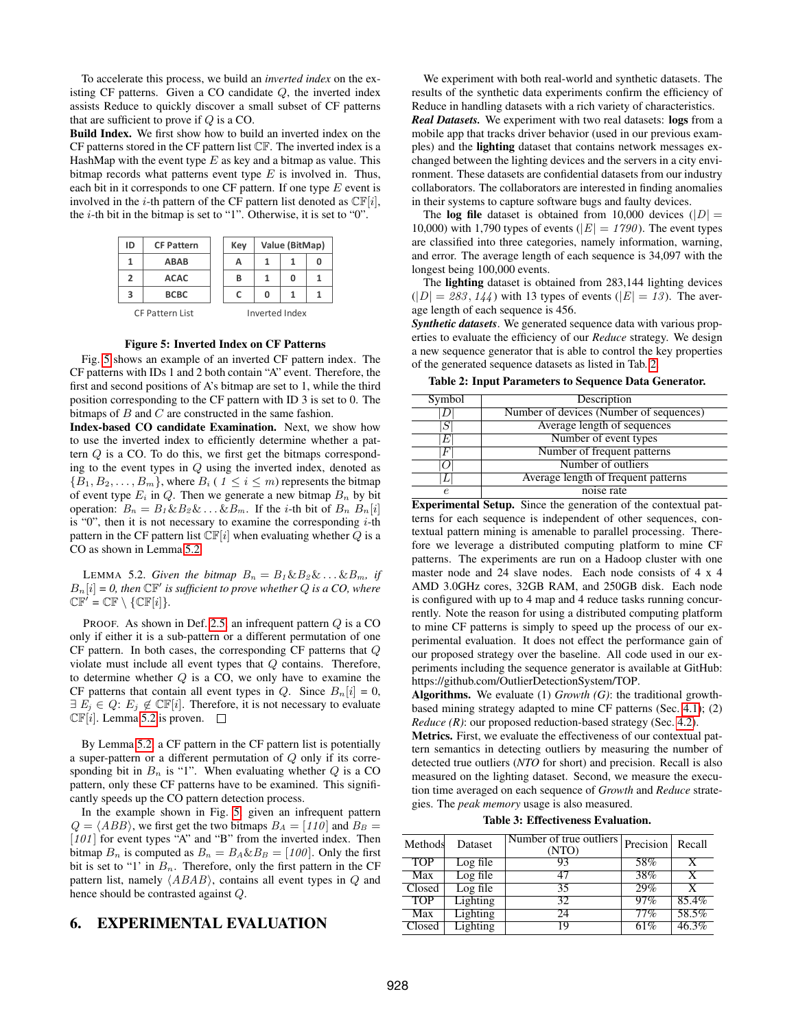To accelerate this process, we build an *inverted index* on the existing CF patterns. Given a CO candidate $Q$, the inverted index assists Reduce to quickly discover a small subset of CF patterns that are sufficient to prove if $Q$ is a CO.

**Build Index.** We first show how to build an inverted index on the CF patterns stored in the CF pattern list $\mathbb{CF}$. The inverted index is a HashMap with the event type $E$ as key and a bitmap as value. This bitmap records what patterns event type $E$ is involved in. Thus, each bit in it corresponds to one CF pattern. If one type $E$ event is involved in the $i$-th pattern of the CF pattern list denoted as $\mathbb{CF}[i]$, the $i$-th bit in the bitmap is set to "1". Otherwise, it is set to "0".

| ID | CF Pattern |
|---|---|
| 1 | ABAB |
| 2 | ACAC |
| 3 | BCBC |

CF Pattern List

| Key | Value (BitMap) | | |
|---|---|---|---|
| A | 1 | 1 | 0 |
| B | 1 | 0 | 1 |
| C | 0 | 1 | 1 |

Inverted Index

**Figure 5: Inverted Index on CF Patterns**

Fig. 5 shows an example of an inverted CF pattern index. The CF patterns with IDs 1 and 2 both contain "A" event. Therefore, the first and second positions of A's bitmap are set to 1, while the third position corresponding to the CF pattern with ID 3 is set to 0. The bitmaps of $B$ and $C$ are constructed in the same fashion.

**Index-based CO candidate Examination.** Next, we show how to use the inverted index to efficiently determine whether a pattern $Q$ is a CO. To do this, we first get the bitmaps corresponding to the event types in $Q$ using the inverted index, denoted as $\{B_1, B_2, \ldots, B_m\}$, where $B_i$ ( $1 \leq i \leq m$) represents the bitmap of event type $E_i$ in $Q$. Then we generate a new bitmap $B_n$ by bit operation: $B_n = B_1 \& B_2 \& \ldots \& B_m$. If the $i$-th bit of $B_n$ $B_n[i]$ is "0", then it is not necessary to examine the corresponding $i$-th pattern in the CF pattern list $\mathbb{CF}[i]$ when evaluating whether $Q$ is a CO as shown in Lemma 5.2.

LEMMA 5.2. *Given the bitmap $B_n = B_1 \& B_2 \& \ldots \& B_m$, if $B_n[i] = 0$, then $\mathbb{CF}'$ is sufficient to prove whether $Q$ is a CO, where $\mathbb{CF}' = \mathbb{CF} \setminus \{\mathbb{CF}[i]\}$.*

PROOF. As shown in Def. 2.5, an infrequent pattern $Q$ is a CO only if either it is a sub-pattern or a different permutation of one CF pattern. In both cases, the corresponding CF patterns that $Q$ violate must include all event types that $Q$ contains. Therefore, to determine whether $Q$ is a CO, we only have to examine the CF patterns that contain all event types in $Q$. Since $B_n[i] = 0$, $\exists\, E_j \in Q$: $E_j \notin \mathbb{CF}[i]$. Therefore, it is not necessary to evaluate $\mathbb{CF}[i]$. Lemma 5.2 is proven. □

By Lemma 5.2, a CF pattern in the CF pattern list is potentially a super-pattern or a different permutation of $Q$ only if its corresponding bit in $B_n$ is "1". When evaluating whether $Q$ is a CO pattern, only these CF patterns have to be examined. This significantly speeds up the CO pattern detection process.

In the example shown in Fig. 5, given an infrequent pattern $Q = \langle ABB \rangle$, we first get the two bitmaps $B_A = [110]$ and $B_B = [101]$ for event types "A" and "B" from the inverted index. Then bitmap $B_n$ is computed as $B_n = B_A \& B_B = [100]$. Only the first bit is set to "1' in $B_n$. Therefore, only the first pattern in the CF pattern list, namely $\langle ABAB \rangle$, contains all event types in $Q$ and hence should be contrasted against $Q$.

# 6. EXPERIMENTAL EVALUATION

We experiment with both real-world and synthetic datasets. The results of the synthetic data experiments confirm the efficiency of Reduce in handling datasets with a rich variety of characteristics.

***Real Datasets.*** We experiment with two real datasets: **logs** from a mobile app that tracks driver behavior (used in our previous examples) and the **lighting** dataset that contains network messages exchanged between the lighting devices and the servers in a city environment. These datasets are confidential datasets from our industry collaborators. The collaborators are interested in finding anomalies in their systems to capture software bugs and faulty devices.

The **log file** dataset is obtained from 10,000 devices ($|D| =$ 10,000) with 1,790 types of events ($|E| = 1790$). The event types are classified into three categories, namely information, warning, and error. The average length of each sequence is 34,097 with the longest being 100,000 events.

The **lighting** dataset is obtained from 283,144 lighting devices ($|D| = 283,144$) with 13 types of events ($|E| = 13$). The average length of each sequence is 456.

***Synthetic datasets***. We generated sequence data with various properties to evaluate the efficiency of our *Reduce* strategy. We design a new sequence generator that is able to control the key properties of the generated sequence datasets as listed in Tab. 2.

**Table 2: Input Parameters to Sequence Data Generator.**

| Symbol | Description |
|---|---|
| $\|D\|$ | Number of devices (Number of sequences) |
| $\|S\|$ | Average length of sequences |
| $\|E\|$ | Number of event types |
| $\|F\|$ | Number of frequent patterns |
| $\|O\|$ | Number of outliers |
| $\|L\|$ | Average length of frequent patterns |
| $e$ | noise rate |

**Experimental Setup.** Since the generation of the contextual patterns for each sequence is independent of other sequences, contextual pattern mining is amenable to parallel processing. Therefore we leverage a distributed computing platform to mine CF patterns. The experiments are run on a Hadoop cluster with one master node and 24 slave nodes. Each node consists of 4 x 4 AMD 3.0GHz cores, 32GB RAM, and 250GB disk. Each node is configured with up to 4 map and 4 reduce tasks running concurrently. Note the reason for using a distributed computing platform to mine CF patterns is simply to speed up the process of our experimental evaluation. It does not effect the performance gain of our proposed strategy over the baseline. All code used in our experiments including the sequence generator is available at GitHub: https://github.com/OutlierDetectionSystem/TOP.

**Algorithms.** We evaluate (1) *Growth (G)*: the traditional growth-based mining strategy adapted to mine CF patterns (Sec. 4.1); (2) *Reduce (R)*: our proposed reduction-based strategy (Sec. 4.2).

**Metrics.** First, we evaluate the effectiveness of our contextual pattern semantics in detecting outliers by measuring the number of detected true outliers (*NTO* for short) and precision. Recall is also measured on the lighting dataset. Second, we measure the execution time averaged on each sequence of *Growth* and *Reduce* strategies. The *peak memory* usage is also measured.

**Table 3: Effectiveness Evaluation.**

| Methods | Dataset | Number of true outliers (NTO) | Precision | Recall |
|---|---|---|---|---|
| TOP | Log file | 93 | 58% | X |
| Max | Log file | 47 | 38% | X |
| Closed | Log file | 35 | 29% | X |
| TOP | Lighting | 32 | 97% | 85.4% |
| Max | Lighting | 24 | 77% | 58.5% |
| Closed | Lighting | 19 | 61% | 46.3% |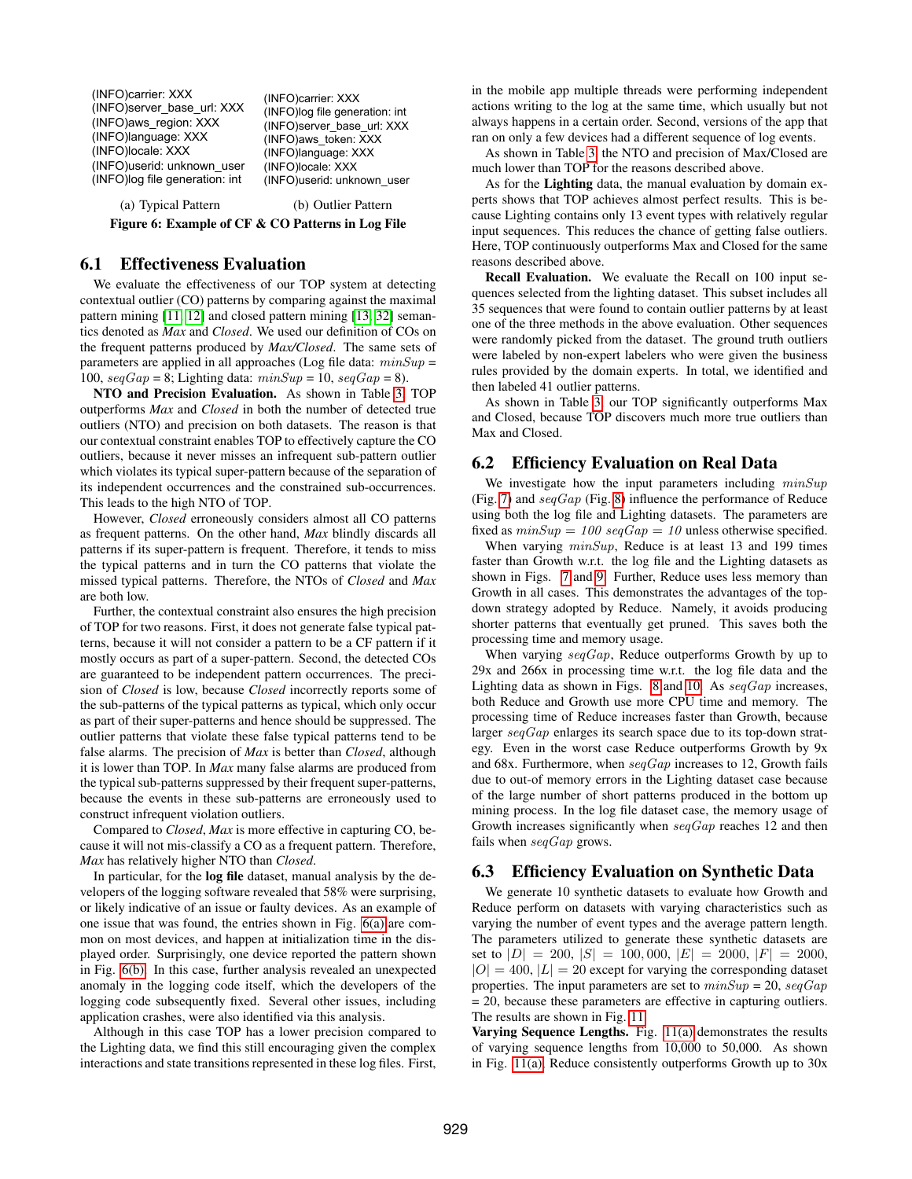(INFO)carrier: XXX
(INFO)server_base_url: XXX
(INFO)aws_region: XXX
(INFO)language: XXX
(INFO)locale: XXX
(INFO)userid: unknown_user
(INFO)log file generation: int

(a) Typical Pattern

(INFO)carrier: XXX
(INFO)log file generation: int
(INFO)server_base_url: XXX
(INFO)aws_token: XXX
(INFO)language: XXX
(INFO)locale: XXX
(INFO)userid: unknown_user

(b) Outlier Pattern

**Figure 6: Example of CF & CO Patterns in Log File**

## 6.1 Effectiveness Evaluation

We evaluate the effectiveness of our TOP system at detecting contextual outlier (CO) patterns by comparing against the maximal pattern mining [11, 12] and closed pattern mining [13, 32] semantics denoted as *Max* and *Closed*. We used our definition of COs on the frequent patterns produced by *Max/Closed*. The same sets of parameters are applied in all approaches (Log file data: $minSup$ = 100, $seqGap$ = 8; Lighting data: $minSup$ = 10, $seqGap$ = 8).

**NTO and Precision Evaluation.** As shown in Table 3, TOP outperforms *Max* and *Closed* in both the number of detected true outliers (NTO) and precision on both datasets. The reason is that our contextual constraint enables TOP to effectively capture the CO outliers, because it never misses an infrequent sub-pattern outlier which violates its typical super-pattern because of the separation of its independent occurrences and the constrained sub-occurrences. This leads to the high NTO of TOP.

However, *Closed* erroneously considers almost all CO patterns as frequent patterns. On the other hand, *Max* blindly discards all patterns if its super-pattern is frequent. Therefore, it tends to miss the typical patterns and in turn the CO patterns that violate the missed typical patterns. Therefore, the NTOs of *Closed* and *Max* are both low.

Further, the contextual constraint also ensures the high precision of TOP for two reasons. First, it does not generate false typical patterns, because it will not consider a pattern to be a CF pattern if it mostly occurs as part of a super-pattern. Second, the detected COs are guaranteed to be independent pattern occurrences. The precision of *Closed* is low, because *Closed* incorrectly reports some of the sub-patterns of the typical patterns as typical, which only occur as part of their super-patterns and hence should be suppressed. The outlier patterns that violate these false typical patterns tend to be false alarms. The precision of *Max* is better than *Closed*, although it is lower than TOP. In *Max* many false alarms are produced from the typical sub-patterns suppressed by their frequent super-patterns, because the events in these sub-patterns are erroneously used to construct infrequent violation outliers.

Compared to *Closed*, *Max* is more effective in capturing CO, because it will not mis-classify a CO as a frequent pattern. Therefore, *Max* has relatively higher NTO than *Closed*.

In particular, for the **log file** dataset, manual analysis by the developers of the logging software revealed that 58% were surprising, or likely indicative of an issue or faulty devices. As an example of one issue that was found, the entries shown in Fig. 6(a) are common on most devices, and happen at initialization time in the displayed order. Surprisingly, one device reported the pattern shown in Fig. 6(b). In this case, further analysis revealed an unexpected anomaly in the logging code itself, which the developers of the logging code subsequently fixed. Several other issues, including application crashes, were also identified via this analysis.

Although in this case TOP has a lower precision compared to the Lighting data, we find this still encouraging given the complex interactions and state transitions represented in these log files. First, in the mobile app multiple threads were performing independent actions writing to the log at the same time, which usually but not always happens in a certain order. Second, versions of the app that ran on only a few devices had a different sequence of log events.

As shown in Table 3, the NTO and precision of Max/Closed are much lower than TOP for the reasons described above.

As for the **Lighting** data, the manual evaluation by domain experts shows that TOP achieves almost perfect results. This is because Lighting contains only 13 event types with relatively regular input sequences. This reduces the chance of getting false outliers. Here, TOP continuously outperforms Max and Closed for the same reasons described above.

**Recall Evaluation.** We evaluate the Recall on 100 input sequences selected from the lighting dataset. This subset includes all 35 sequences that were found to contain outlier patterns by at least one of the three methods in the above evaluation. Other sequences were randomly picked from the dataset. The ground truth outliers were labeled by non-expert labelers who were given the business rules provided by the domain experts. In total, we identified and then labeled 41 outlier patterns.

As shown in Table 3, our TOP significantly outperforms Max and Closed, because TOP discovers much more true outliers than Max and Closed.

## 6.2 Efficiency Evaluation on Real Data

We investigate how the input parameters including $minSup$ (Fig. 7) and $seqGap$ (Fig. 8) influence the performance of Reduce using both the log file and Lighting datasets. The parameters are fixed as $minSup$ = *100* $seqGap$ = *10* unless otherwise specified.

When varying $minSup$, Reduce is at least 13 and 199 times faster than Growth w.r.t. the log file and the Lighting datasets as shown in Figs. 7 and 9. Further, Reduce uses less memory than Growth in all cases. This demonstrates the advantages of the top-down strategy adopted by Reduce. Namely, it avoids producing shorter patterns that eventually get pruned. This saves both the processing time and memory usage.

When varying $seqGap$, Reduce outperforms Growth by up to 29x and 266x in processing time w.r.t. the log file data and the Lighting data as shown in Figs. 8 and 10. As $seqGap$ increases, both Reduce and Growth use more CPU time and memory. The processing time of Reduce increases faster than Growth, because larger $seqGap$ enlarges its search space due to its top-down strategy. Even in the worst case Reduce outperforms Growth by 9x and 68x. Furthermore, when $seqGap$ increases to 12, Growth fails due to out-of memory errors in the Lighting dataset case because of the large number of short patterns produced in the bottom up mining process. In the log file dataset case, the memory usage of Growth increases significantly when $seqGap$ reaches 12 and then fails when $seqGap$ grows.

## 6.3 Efficiency Evaluation on Synthetic Data

We generate 10 synthetic datasets to evaluate how Growth and Reduce perform on datasets with varying characteristics such as varying the number of event types and the average pattern length. The parameters utilized to generate these synthetic datasets are set to $|D| = 200$, $|S| = 100{,}000$, $|E| = 2000$, $|F| = 2000$, $|O| = 400$, $|L| = 20$ except for varying the corresponding dataset properties. The input parameters are set to $minSup$ = 20, $seqGap$ = 20, because these parameters are effective in capturing outliers. The results are shown in Fig. 11.

**Varying Sequence Lengths.** Fig. 11(a) demonstrates the results of varying sequence lengths from 10,000 to 50,000. As shown in Fig. 11(a), Reduce consistently outperforms Growth up to 30x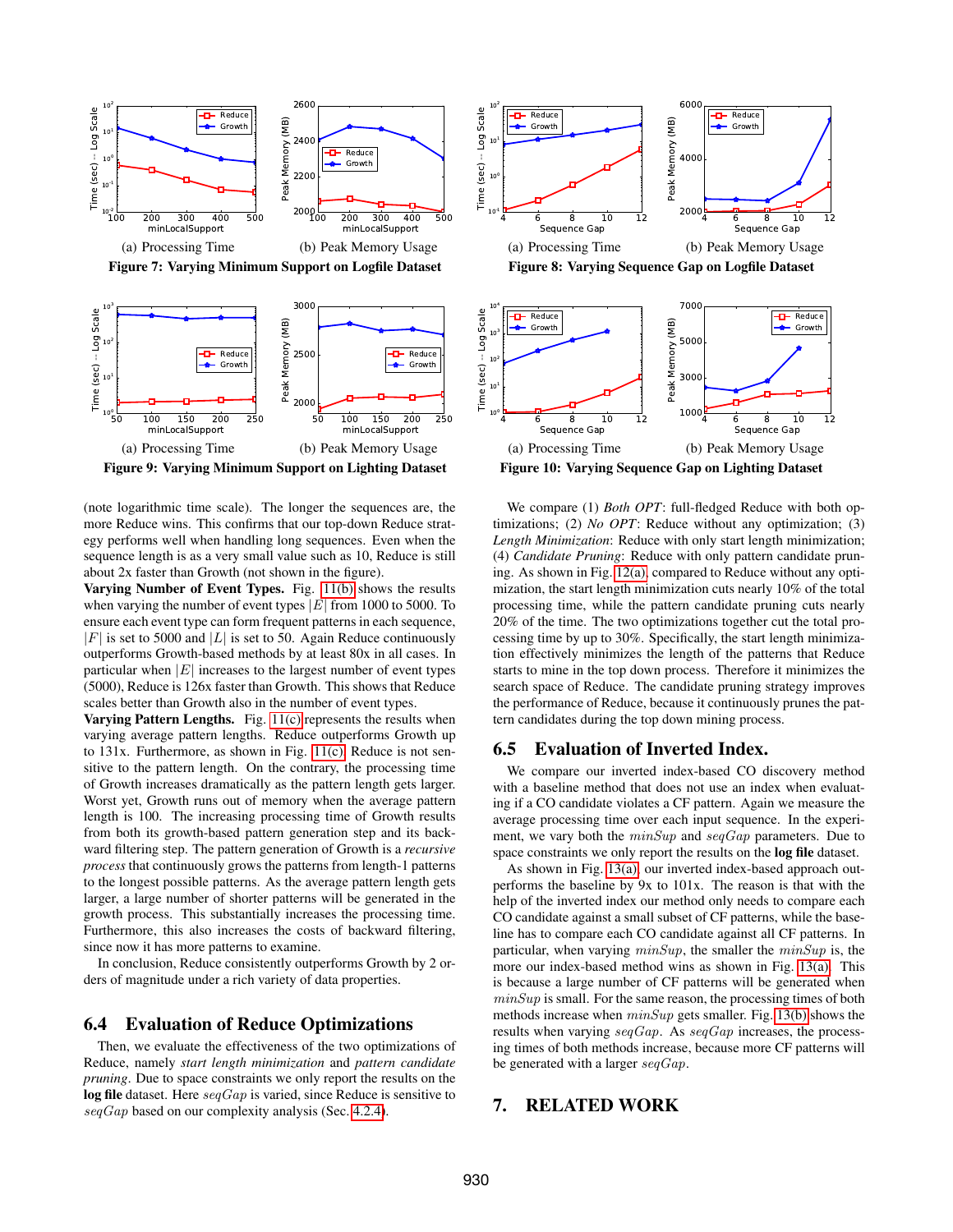(a) Processing Time (b) Peak Memory Usage

**Figure 7: Varying Minimum Support on Logfile Dataset**

(a) Processing Time (b) Peak Memory Usage

**Figure 8: Varying Sequence Gap on Logfile Dataset**

(a) Processing Time (b) Peak Memory Usage

**Figure 9: Varying Minimum Support on Lighting Dataset**

(a) Processing Time (b) Peak Memory Usage

**Figure 10: Varying Sequence Gap on Lighting Dataset**

(note logarithmic time scale). The longer the sequences are, the more Reduce wins. This confirms that our top-down Reduce strategy performs well when handling long sequences. Even when the sequence length is as a very small value such as 10, Reduce is still about 2x faster than Growth (not shown in the figure).

**Varying Number of Event Types.** Fig. 11(b) shows the results when varying the number of event types $|E|$ from 1000 to 5000. To ensure each event type can form frequent patterns in each sequence, $|F|$ is set to 5000 and $|L|$ is set to 50. Again Reduce continuously outperforms Growth-based methods by at least 80x in all cases. In particular when $|E|$ increases to the largest number of event types (5000), Reduce is 126x faster than Growth. This shows that Reduce scales better than Growth also in the number of event types.

**Varying Pattern Lengths.** Fig. 11(c) represents the results when varying average pattern lengths. Reduce outperforms Growth up to 131x. Furthermore, as shown in Fig. 11(c), Reduce is not sensitive to the pattern length. On the contrary, the processing time of Growth increases dramatically as the pattern length gets larger. Worst yet, Growth runs out of memory when the average pattern length is 100. The increasing processing time of Growth results from both its growth-based pattern generation step and its backward filtering step. The pattern generation of Growth is a *recursive process* that continuously grows the patterns from length-1 patterns to the longest possible patterns. As the average pattern length gets larger, a large number of shorter patterns will be generated in the growth process. This substantially increases the processing time. Furthermore, this also increases the costs of backward filtering, since now it has more patterns to examine.

In conclusion, Reduce consistently outperforms Growth by 2 orders of magnitude under a rich variety of data properties.

## 6.4 Evaluation of Reduce Optimizations

Then, we evaluate the effectiveness of the two optimizations of Reduce, namely *start length minimization* and *pattern candidate pruning*. Due to space constraints we only report the results on the **log file** dataset. Here $seqGap$ is varied, since Reduce is sensitive to $seqGap$ based on our complexity analysis (Sec. 4.2.4).

We compare (1) *Both OPT*: full-fledged Reduce with both optimizations; (2) *No OPT*: Reduce without any optimization; (3) *Length Minimization*: Reduce with only start length minimization; (4) *Candidate Pruning*: Reduce with only pattern candidate pruning. As shown in Fig. 12(a), compared to Reduce without any optimization, the start length minimization cuts nearly 10% of the total processing time, while the pattern candidate pruning cuts nearly 20% of the time. The two optimizations together cut the total processing time by up to 30%. Specifically, the start length minimization effectively minimizes the length of the patterns that Reduce starts to mine in the top down process. Therefore it minimizes the search space of Reduce. The candidate pruning strategy improves the performance of Reduce, because it continuously prunes the pattern candidates during the top down mining process.

## 6.5 Evaluation of Inverted Index.

We compare our inverted index-based CO discovery method with a baseline method that does not use an index when evaluating if a CO candidate violates a CF pattern. Again we measure the average processing time over each input sequence. In the experiment, we vary both the $minSup$ and $seqGap$ parameters. Due to space constraints we only report the results on the **log file** dataset.

As shown in Fig. 13(a), our inverted index-based approach outperforms the baseline by 9x to 101x. The reason is that with the help of the inverted index our method only needs to compare each CO candidate against a small subset of CF patterns, while the baseline has to compare each CO candidate against all CF patterns. In particular, when varying $minSup$, the smaller the $minSup$ is, the more our index-based method wins as shown in Fig. 13(a). This is because a large number of CF patterns will be generated when $minSup$ is small. For the same reason, the processing times of both methods increase when $minSup$ gets smaller. Fig. 13(b) shows the results when varying $seqGap$. As $seqGap$ increases, the processing times of both methods increase, because more CF patterns will be generated with a larger $seqGap$.

# 7. RELATED WORK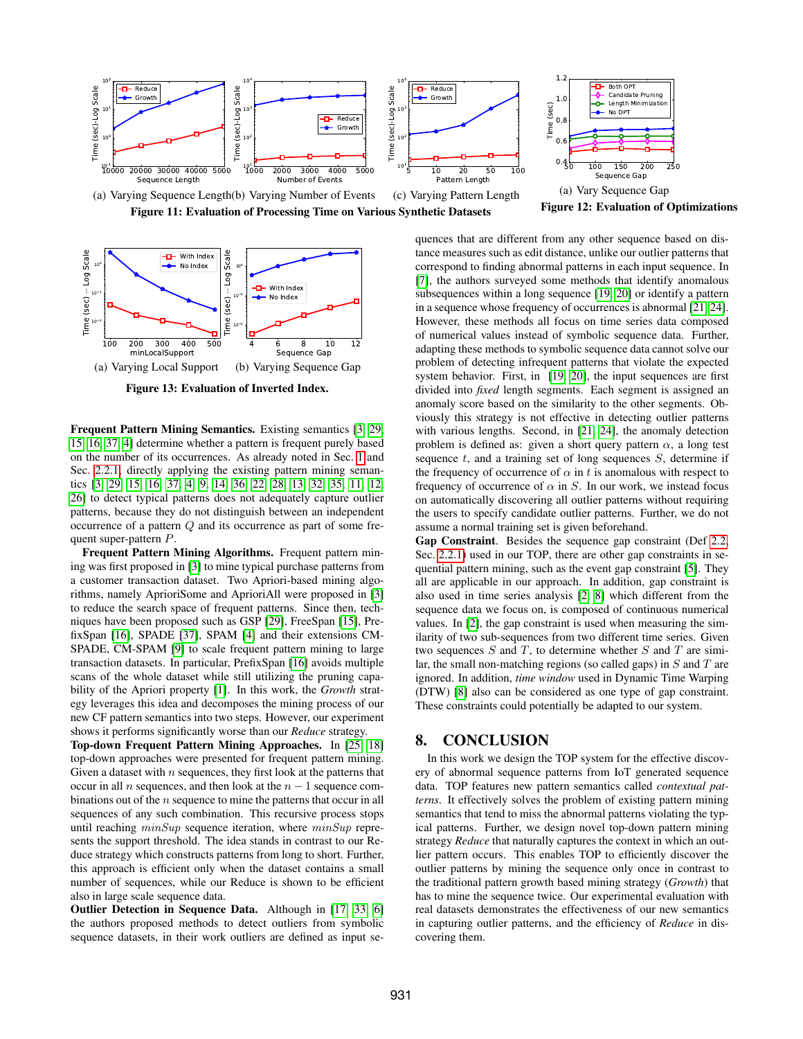(a) Varying Sequence Length (b) Varying Number of Events (c) Varying Pattern Length

**Figure 11: Evaluation of Processing Time on Various Synthetic Datasets**

(a) Vary Sequence Gap

**Figure 12: Evaluation of Optimizations**

(a) Varying Local Support (b) Varying Sequence Gap

**Figure 13: Evaluation of Inverted Index.**

**Frequent Pattern Mining Semantics.** Existing semantics [3, 29, 15, 16, 37, 4] determine whether a pattern is frequent purely based on the number of its occurrences. As already noted in Sec. 1 and Sec. 2.2.1, directly applying the existing pattern mining semantics [3, 29, 15, 16, 37, 4, 9, 14, 36, 22, 28, 13, 32, 35, 11, 12, 26] to detect typical patterns does not adequately capture outlier patterns, because they do not distinguish between an independent occurrence of a pattern $Q$ and its occurrence as part of some frequent super-pattern $P$.

**Frequent Pattern Mining Algorithms.** Frequent pattern mining was first proposed in [3] to mine typical purchase patterns from a customer transaction dataset. Two Apriori-based mining algorithms, namely AprioriSome and AprioriAll were proposed in [3] to reduce the search space of frequent patterns. Since then, techniques have been proposed such as GSP [29], FreeSpan [15], PrefixSpan [16], SPADE [37], SPAM [4] and their extensions CM-SPADE, CM-SPAM [9] to scale frequent pattern mining to large transaction datasets. In particular, PrefixSpan [16] avoids multiple scans of the whole dataset while still utilizing the pruning capability of the Apriori property [1]. In this work, the *Growth* strategy leverages this idea and decomposes the mining process of our new CF pattern semantics into two steps. However, our experiment shows it performs significantly worse than our *Reduce* strategy.

**Top-down Frequent Pattern Mining Approaches.** In [25, 18] top-down approaches were presented for frequent pattern mining. Given a dataset with $n$ sequences, they first look at the patterns that occur in all $n$ sequences, and then look at the $n-1$ sequence combinations out of the $n$ sequence to mine the patterns that occur in all sequences of any such combination. This recursive process stops until reaching $minSup$ sequence iteration, where $minSup$ represents the support threshold. The idea stands in contrast to our Reduce strategy which constructs patterns from long to short. Further, this approach is efficient only when the dataset contains a small number of sequences, while our Reduce is shown to be efficient also in large scale sequence data.

**Outlier Detection in Sequence Data.** Although in [17, 33, 6] the authors proposed methods to detect outliers from symbolic sequence datasets, in their work outliers are defined as input sequences that are different from any other sequence based on distance measures such as edit distance, unlike our outlier patterns that correspond to finding abnormal patterns in each input sequence. In [7], the authors surveyed some methods that identify anomalous subsequences within a long sequence [19, 20] or identify a pattern in a sequence whose frequency of occurrences is abnormal [21, 24]. However, these methods all focus on time series data composed of numerical values instead of symbolic sequence data. Further, adapting these methods to symbolic sequence data cannot solve our problem of detecting infrequent patterns that violate the expected system behavior. First, in [19, 20], the input sequences are first divided into *fixed* length segments. Each segment is assigned an anomaly score based on the similarity to the other segments. Obviously this strategy is not effective in detecting outlier patterns with various lengths. Second, in [21, 24], the anomaly detection problem is defined as: given a short query pattern $\alpha$, a long test sequence $t$, and a training set of long sequences $S$, determine if the frequency of occurrence of $\alpha$ in $t$ is anomalous with respect to frequency of occurrence of $\alpha$ in $S$. In our work, we instead focus on automatically discovering all outlier patterns without requiring the users to specify candidate outlier patterns. Further, we do not assume a normal training set is given beforehand.

**Gap Constraint**. Besides the sequence gap constraint (Def 2.2, Sec. 2.2.1) used in our TOP, there are other gap constraints in sequential pattern mining, such as the event gap constraint [5]. They all are applicable in our approach. In addition, gap constraint is also used in time series analysis [2, 8] which different from the sequence data we focus on, is composed of continuous numerical values. In [2], the gap constraint is used when measuring the similarity of two sub-sequences from two different time series. Given two sequences $S$ and $T$, to determine whether $S$ and $T$ are similar, the small non-matching regions (so called gaps) in $S$ and $T$ are ignored. In addition, *time window* used in Dynamic Time Warping (DTW) [8] also can be considered as one type of gap constraint. These constraints could potentially be adapted to our system.

## 8. CONCLUSION

In this work we design the TOP system for the effective discovery of abnormal sequence patterns from IoT generated sequence data. TOP features new pattern semantics called *contextual patterns*. It effectively solves the problem of existing pattern mining semantics that tend to miss the abnormal patterns violating the typical patterns. Further, we design novel top-down pattern mining strategy *Reduce* that naturally captures the context in which an outlier pattern occurs. This enables TOP to efficiently discover the outlier patterns by mining the sequence only once in contrast to the traditional pattern growth based mining strategy (*Growth*) that has to mine the sequence twice. Our experimental evaluation with real datasets demonstrates the effectiveness of our new semantics in capturing outlier patterns, and the efficiency of *Reduce* in discovering them.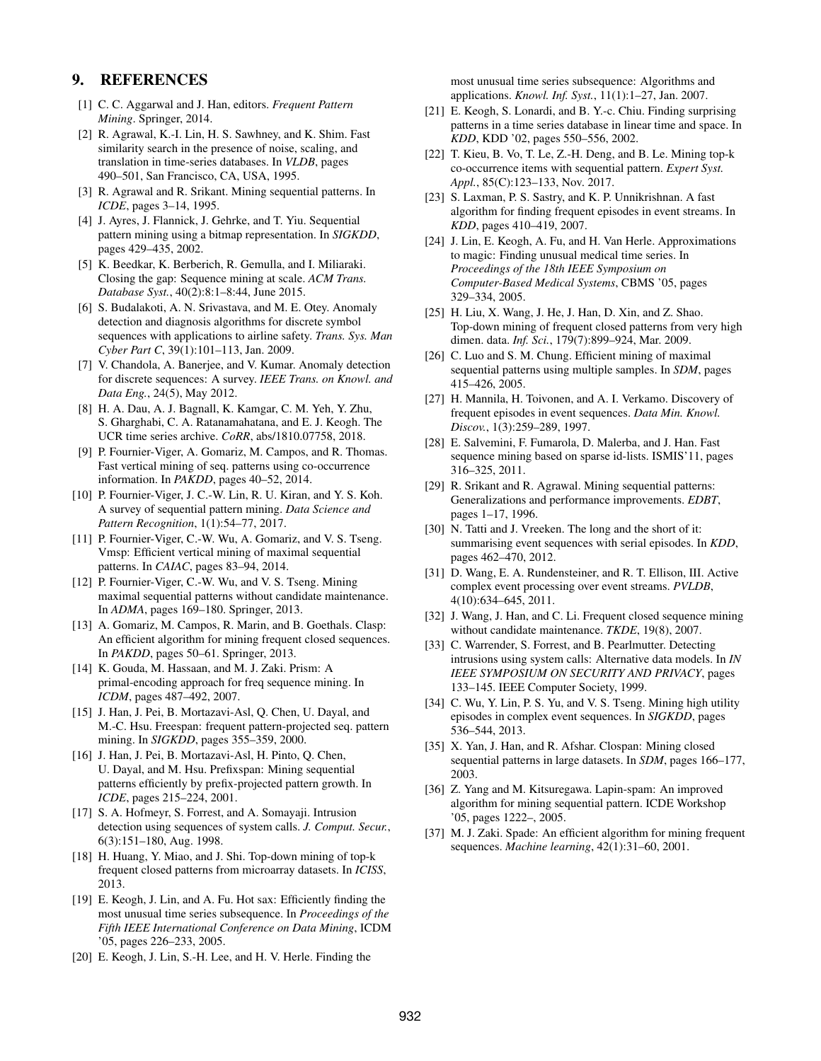## 9. REFERENCES

[1] C. C. Aggarwal and J. Han, editors. *Frequent Pattern Mining*. Springer, 2014.

[2] R. Agrawal, K.-I. Lin, H. S. Sawhney, and K. Shim. Fast similarity search in the presence of noise, scaling, and translation in time-series databases. In *VLDB*, pages 490–501, San Francisco, CA, USA, 1995.

[3] R. Agrawal and R. Srikant. Mining sequential patterns. In *ICDE*, pages 3–14, 1995.

[4] J. Ayres, J. Flannick, J. Gehrke, and T. Yiu. Sequential pattern mining using a bitmap representation. In *SIGKDD*, pages 429–435, 2002.

[5] K. Beedkar, K. Berberich, R. Gemulla, and I. Miliaraki. Closing the gap: Sequence mining at scale. *ACM Trans. Database Syst.*, 40(2):8:1–8:44, June 2015.

[6] S. Budalakoti, A. N. Srivastava, and M. E. Otey. Anomaly detection and diagnosis algorithms for discrete symbol sequences with applications to airline safety. *Trans. Sys. Man Cyber Part C*, 39(1):101–113, Jan. 2009.

[7] V. Chandola, A. Banerjee, and V. Kumar. Anomaly detection for discrete sequences: A survey. *IEEE Trans. on Knowl. and Data Eng.*, 24(5), May 2012.

[8] H. A. Dau, A. J. Bagnall, K. Kamgar, C. M. Yeh, Y. Zhu, S. Gharghabi, C. A. Ratanamahatana, and E. J. Keogh. The UCR time series archive. *CoRR*, abs/1810.07758, 2018.

[9] P. Fournier-Viger, A. Gomariz, M. Campos, and R. Thomas. Fast vertical mining of seq. patterns using co-occurrence information. In *PAKDD*, pages 40–52, 2014.

[10] P. Fournier-Viger, J. C.-W. Lin, R. U. Kiran, and Y. S. Koh. A survey of sequential pattern mining. *Data Science and Pattern Recognition*, 1(1):54–77, 2017.

[11] P. Fournier-Viger, C.-W. Wu, A. Gomariz, and V. S. Tseng. Vmsp: Efficient vertical mining of maximal sequential patterns. In *CAIAC*, pages 83–94, 2014.

[12] P. Fournier-Viger, C.-W. Wu, and V. S. Tseng. Mining maximal sequential patterns without candidate maintenance. In *ADMA*, pages 169–180. Springer, 2013.

[13] A. Gomariz, M. Campos, R. Marin, and B. Goethals. Clasp: An efficient algorithm for mining frequent closed sequences. In *PAKDD*, pages 50–61. Springer, 2013.

[14] K. Gouda, M. Hassaan, and M. J. Zaki. Prism: A primal-encoding approach for freq sequence mining. In *ICDM*, pages 487–492, 2007.

[15] J. Han, J. Pei, B. Mortazavi-Asl, Q. Chen, U. Dayal, and M.-C. Hsu. Freespan: frequent pattern-projected seq. pattern mining. In *SIGKDD*, pages 355–359, 2000.

[16] J. Han, J. Pei, B. Mortazavi-Asl, H. Pinto, Q. Chen, U. Dayal, and M. Hsu. Prefixspan: Mining sequential patterns efficiently by prefix-projected pattern growth. In *ICDE*, pages 215–224, 2001.

[17] S. A. Hofmeyr, S. Forrest, and A. Somayaji. Intrusion detection using sequences of system calls. *J. Comput. Secur.*, 6(3):151–180, Aug. 1998.

[18] H. Huang, Y. Miao, and J. Shi. Top-down mining of top-k frequent closed patterns from microarray datasets. In *ICISS*, 2013.

[19] E. Keogh, J. Lin, and A. Fu. Hot sax: Efficiently finding the most unusual time series subsequence. In *Proceedings of the Fifth IEEE International Conference on Data Mining*, ICDM '05, pages 226–233, 2005.

[20] E. Keogh, J. Lin, S.-H. Lee, and H. V. Herle. Finding the most unusual time series subsequence: Algorithms and applications. *Knowl. Inf. Syst.*, 11(1):1–27, Jan. 2007.

[21] E. Keogh, S. Lonardi, and B. Y.-c. Chiu. Finding surprising patterns in a time series database in linear time and space. In *KDD*, KDD '02, pages 550–556, 2002.

[22] T. Kieu, B. Vo, T. Le, Z.-H. Deng, and B. Le. Mining top-k co-occurrence items with sequential pattern. *Expert Syst. Appl.*, 85(C):123–133, Nov. 2017.

[23] S. Laxman, P. S. Sastry, and K. P. Unnikrishnan. A fast algorithm for finding frequent episodes in event streams. In *KDD*, pages 410–419, 2007.

[24] J. Lin, E. Keogh, A. Fu, and H. Van Herle. Approximations to magic: Finding unusual medical time series. In *Proceedings of the 18th IEEE Symposium on Computer-Based Medical Systems*, CBMS '05, pages 329–334, 2005.

[25] H. Liu, X. Wang, J. He, J. Han, D. Xin, and Z. Shao. Top-down mining of frequent closed patterns from very high dimen. data. *Inf. Sci.*, 179(7):899–924, Mar. 2009.

[26] C. Luo and S. M. Chung. Efficient mining of maximal sequential patterns using multiple samples. In *SDM*, pages 415–426, 2005.

[27] H. Mannila, H. Toivonen, and A. I. Verkamo. Discovery of frequent episodes in event sequences. *Data Min. Knowl. Discov.*, 1(3):259–289, 1997.

[28] E. Salvemini, F. Fumarola, D. Malerba, and J. Han. Fast sequence mining based on sparse id-lists. ISMIS'11, pages 316–325, 2011.

[29] R. Srikant and R. Agrawal. Mining sequential patterns: Generalizations and performance improvements. *EDBT*, pages 1–17, 1996.

[30] N. Tatti and J. Vreeken. The long and the short of it: summarising event sequences with serial episodes. In *KDD*, pages 462–470, 2012.

[31] D. Wang, E. A. Rundensteiner, and R. T. Ellison, III. Active complex event processing over event streams. *PVLDB*, 4(10):634–645, 2011.

[32] J. Wang, J. Han, and C. Li. Frequent closed sequence mining without candidate maintenance. *TKDE*, 19(8), 2007.

[33] C. Warrender, S. Forrest, and B. Pearlmutter. Detecting intrusions using system calls: Alternative data models. In *IN IEEE SYMPOSIUM ON SECURITY AND PRIVACY*, pages 133–145. IEEE Computer Society, 1999.

[34] C. Wu, Y. Lin, P. S. Yu, and V. S. Tseng. Mining high utility episodes in complex event sequences. In *SIGKDD*, pages 536–544, 2013.

[35] X. Yan, J. Han, and R. Afshar. Clospan: Mining closed sequential patterns in large datasets. In *SDM*, pages 166–177, 2003.

[36] Z. Yang and M. Kitsuregawa. Lapin-spam: An improved algorithm for mining sequential pattern. ICDE Workshop '05, pages 1222–, 2005.

[37] M. J. Zaki. Spade: An efficient algorithm for mining frequent sequences. *Machine learning*, 42(1):31–60, 2001.